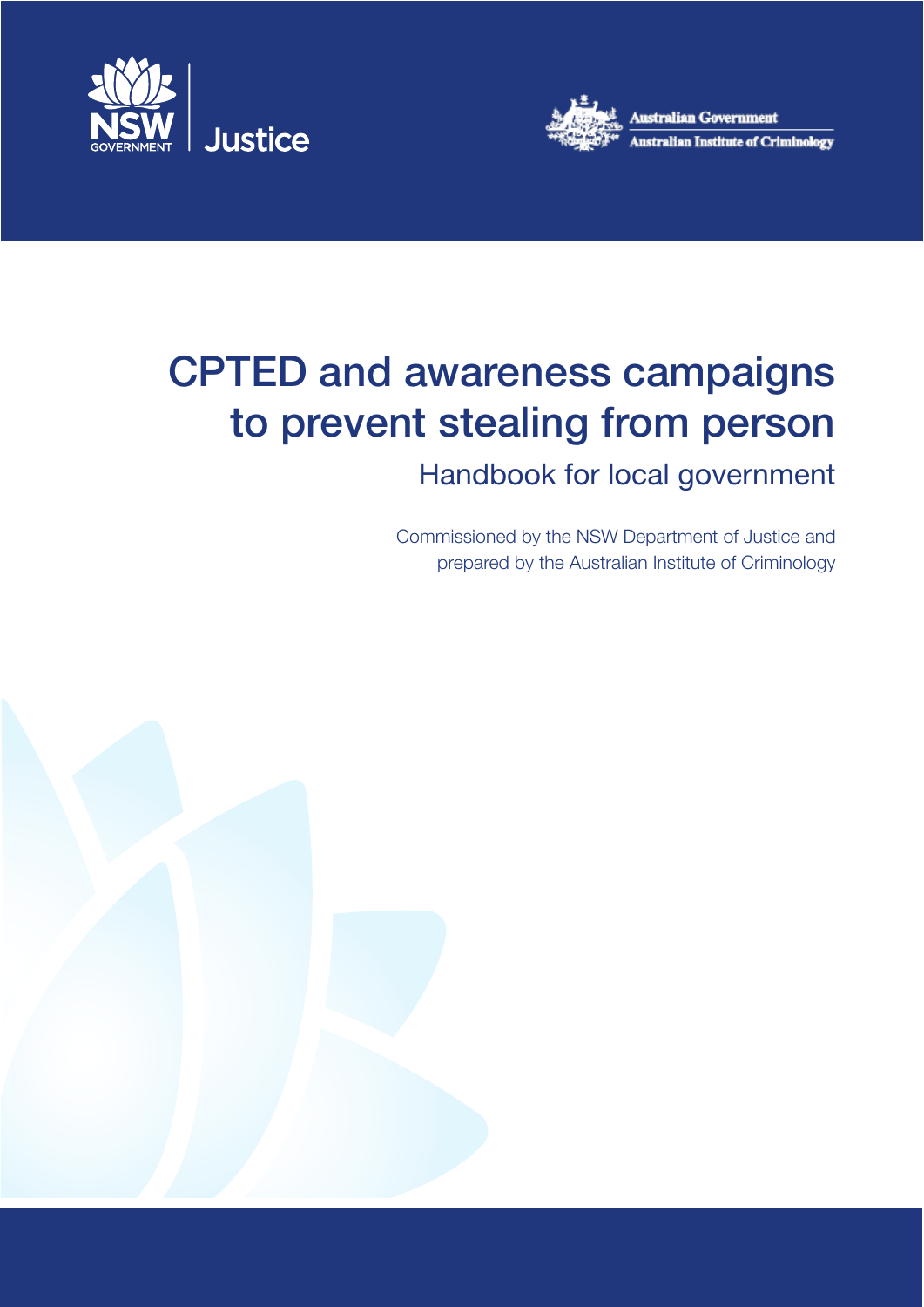NSW GOVERNMENT | Justice

Australian Government
Australian Institute of Criminology

# CPTED and awareness campaigns to prevent stealing from person

## Handbook for local government

Commissioned by the NSW Department of Justice and prepared by the Australian Institute of Criminology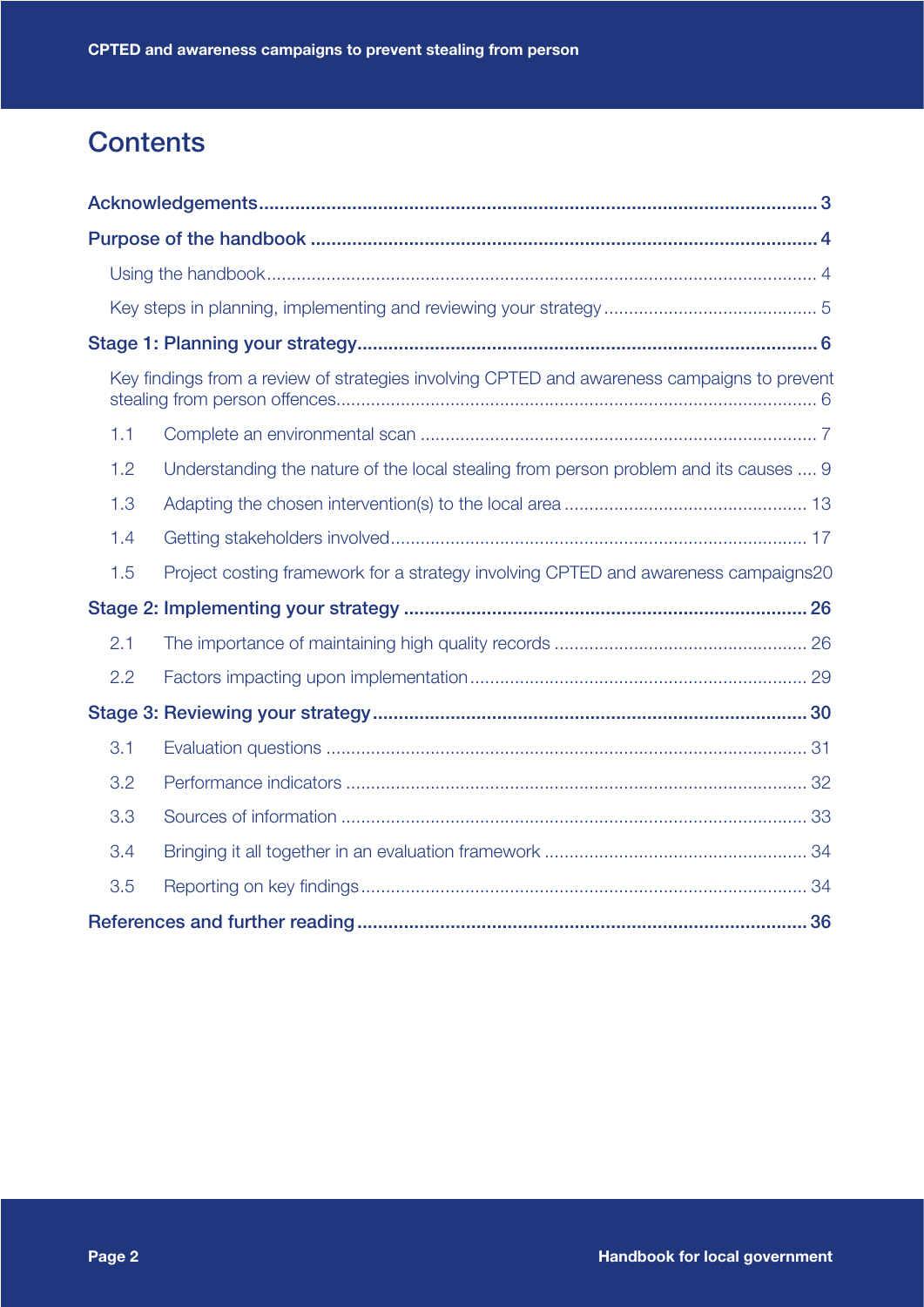# Contents

- Acknowledgements ... 3
- Purpose of the handbook ... 4
  - Using the handbook ... 4
  - Key steps in planning, implementing and reviewing your strategy ... 5
- Stage 1: Planning your strategy ... 6
  - Key findings from a review of strategies involving CPTED and awareness campaigns to prevent stealing from person offences ... 6
  - 1.1 Complete an environmental scan ... 7
  - 1.2 Understanding the nature of the local stealing from person problem and its causes ... 9
  - 1.3 Adapting the chosen intervention(s) to the local area ... 13
  - 1.4 Getting stakeholders involved ... 17
  - 1.5 Project costing framework for a strategy involving CPTED and awareness campaigns ... 20
- Stage 2: Implementing your strategy ... 26
  - 2.1 The importance of maintaining high quality records ... 26
  - 2.2 Factors impacting upon implementation ... 29
- Stage 3: Reviewing your strategy ... 30
  - 3.1 Evaluation questions ... 31
  - 3.2 Performance indicators ... 32
  - 3.3 Sources of information ... 33
  - 3.4 Bringing it all together in an evaluation framework ... 34
  - 3.5 Reporting on key findings ... 34
- References and further reading ... 36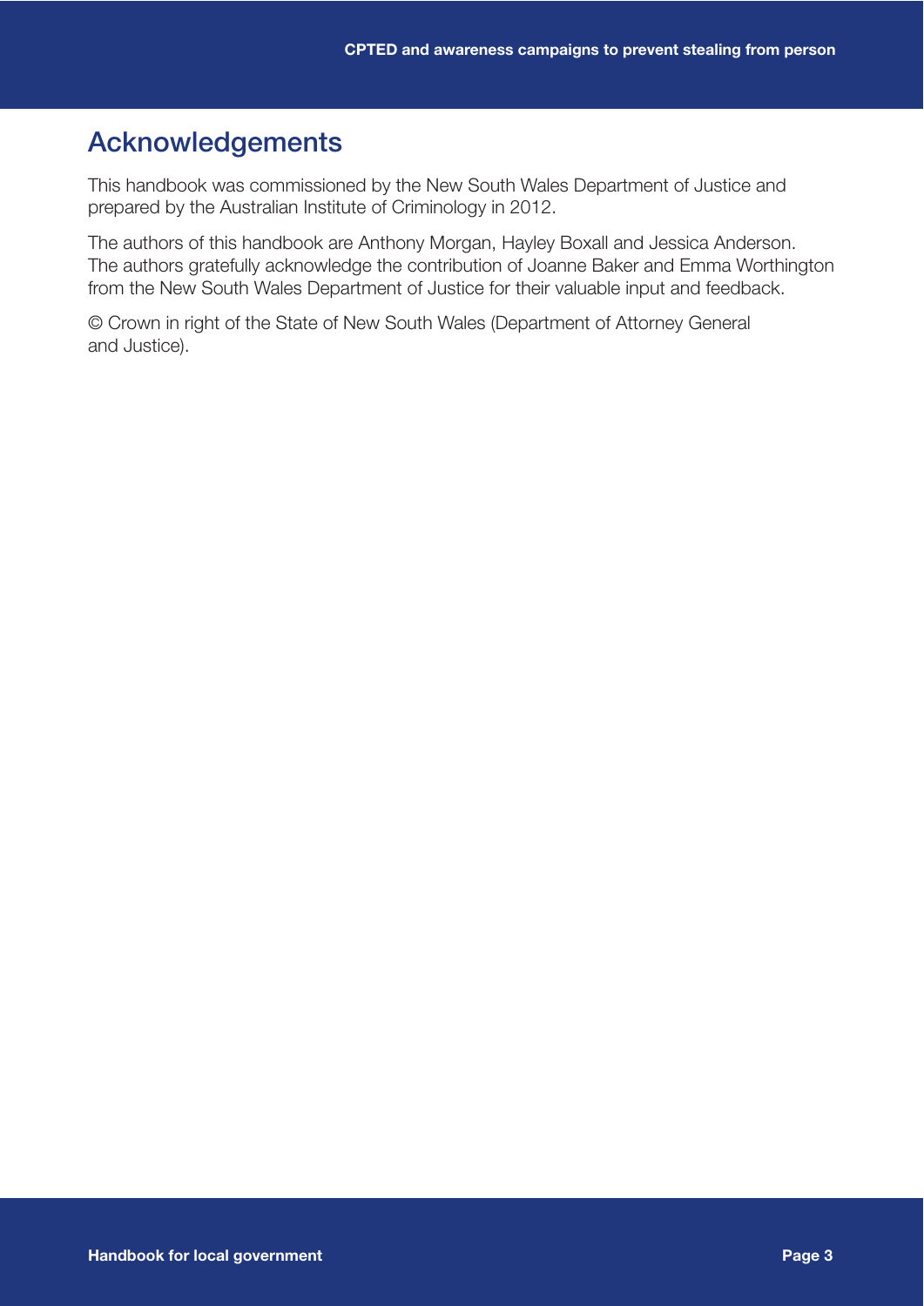## Acknowledgements

This handbook was commissioned by the New South Wales Department of Justice and prepared by the Australian Institute of Criminology in 2012.

The authors of this handbook are Anthony Morgan, Hayley Boxall and Jessica Anderson. The authors gratefully acknowledge the contribution of Joanne Baker and Emma Worthington from the New South Wales Department of Justice for their valuable input and feedback.

© Crown in right of the State of New South Wales (Department of Attorney General and Justice).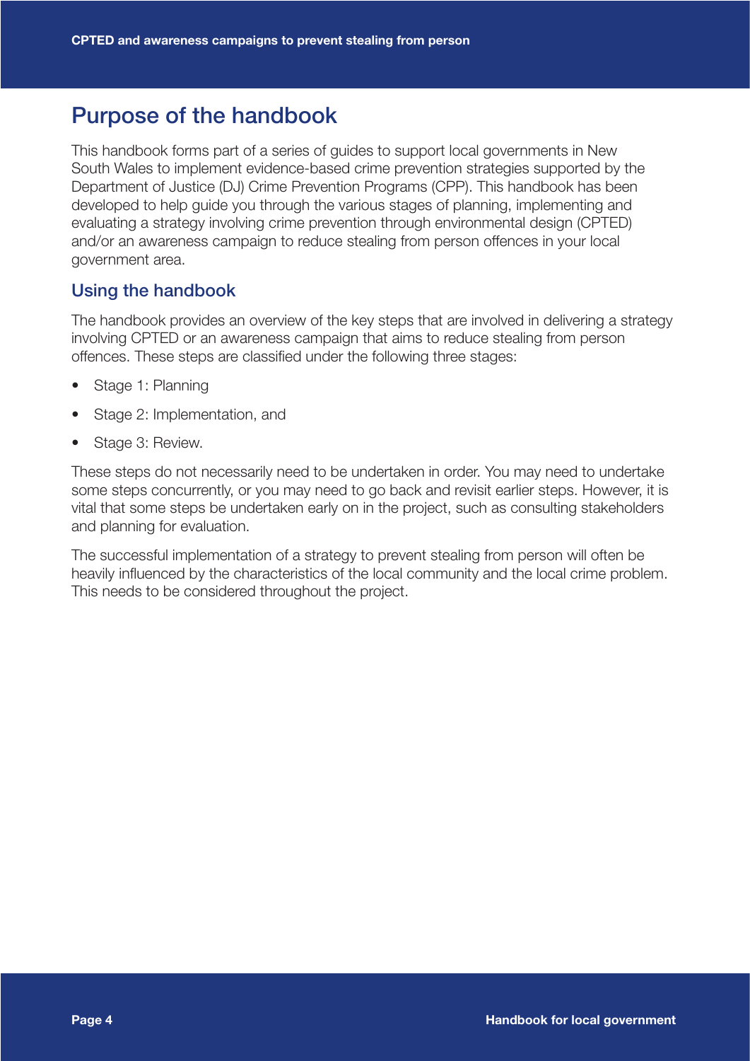# Purpose of the handbook

This handbook forms part of a series of guides to support local governments in New South Wales to implement evidence-based crime prevention strategies supported by the Department of Justice (DJ) Crime Prevention Programs (CPP). This handbook has been developed to help guide you through the various stages of planning, implementing and evaluating a strategy involving crime prevention through environmental design (CPTED) and/or an awareness campaign to reduce stealing from person offences in your local government area.

## Using the handbook

The handbook provides an overview of the key steps that are involved in delivering a strategy involving CPTED or an awareness campaign that aims to reduce stealing from person offences. These steps are classified under the following three stages:

- Stage 1: Planning
- Stage 2: Implementation, and
- Stage 3: Review.

These steps do not necessarily need to be undertaken in order. You may need to undertake some steps concurrently, or you may need to go back and revisit earlier steps. However, it is vital that some steps be undertaken early on in the project, such as consulting stakeholders and planning for evaluation.

The successful implementation of a strategy to prevent stealing from person will often be heavily influenced by the characteristics of the local community and the local crime problem. This needs to be considered throughout the project.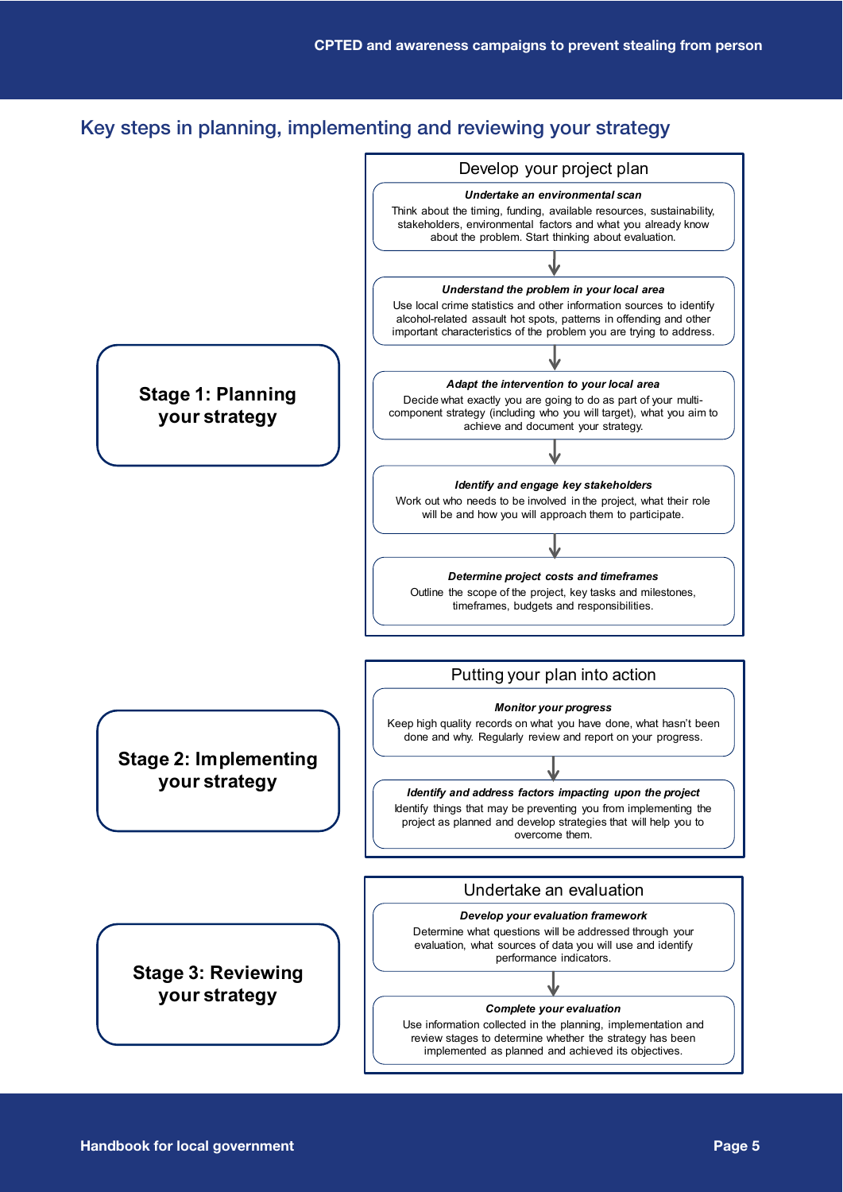## Key steps in planning, implementing and reviewing your strategy

### Stage 1: Planning your strategy

**Develop your project plan**

***Undertake an environmental scan***
Think about the timing, funding, available resources, sustainability, stakeholders, environmental factors and what you already know about the problem. Start thinking about evaluation.

***Understand the problem in your local area***
Use local crime statistics and other information sources to identify alcohol-related assault hot spots, patterns in offending and other important characteristics of the problem you are trying to address.

***Adapt the intervention to your local area***
Decide what exactly you are going to do as part of your multi-component strategy (including who you will target), what you aim to achieve and document your strategy.

***Identify and engage key stakeholders***
Work out who needs to be involved in the project, what their role will be and how you will approach them to participate.

***Determine project costs and timeframes***
Outline the scope of the project, key tasks and milestones, timeframes, budgets and responsibilities.

### Stage 2: Implementing your strategy

**Putting your plan into action**

***Monitor your progress***
Keep high quality records on what you have done, what hasn't been done and why. Regularly review and report on your progress.

***Identify and address factors impacting upon the project***
Identify things that may be preventing you from implementing the project as planned and develop strategies that will help you to overcome them.

### Stage 3: Reviewing your strategy

**Undertake an evaluation**

***Develop your evaluation framework***
Determine what questions will be addressed through your evaluation, what sources of data you will use and identify performance indicators.

***Complete your evaluation***
Use information collected in the planning, implementation and review stages to determine whether the strategy has been implemented as planned and achieved its objectives.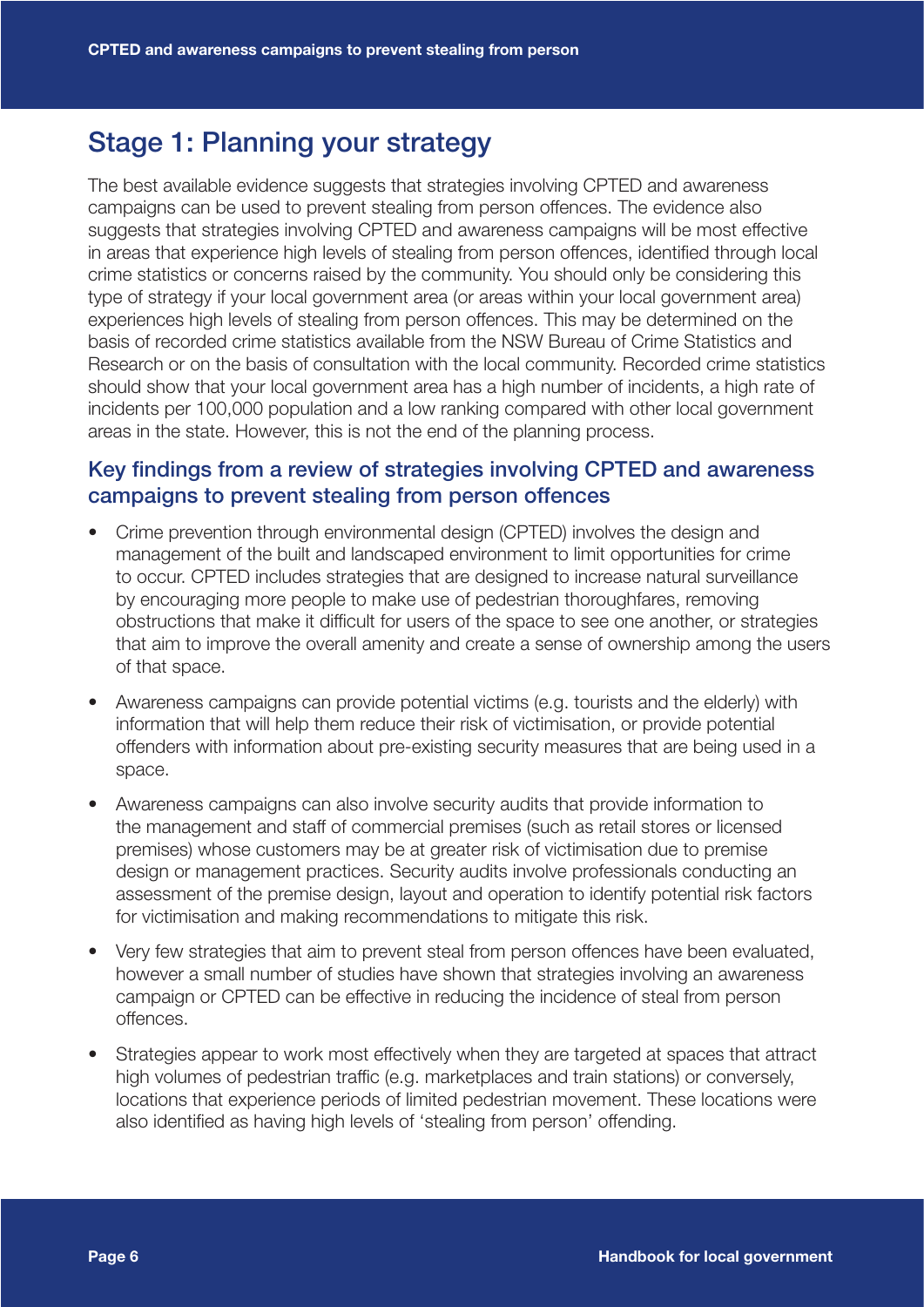## Stage 1: Planning your strategy

The best available evidence suggests that strategies involving CPTED and awareness campaigns can be used to prevent stealing from person offences. The evidence also suggests that strategies involving CPTED and awareness campaigns will be most effective in areas that experience high levels of stealing from person offences, identified through local crime statistics or concerns raised by the community. You should only be considering this type of strategy if your local government area (or areas within your local government area) experiences high levels of stealing from person offences. This may be determined on the basis of recorded crime statistics available from the NSW Bureau of Crime Statistics and Research or on the basis of consultation with the local community. Recorded crime statistics should show that your local government area has a high number of incidents, a high rate of incidents per 100,000 population and a low ranking compared with other local government areas in the state. However, this is not the end of the planning process.

### Key findings from a review of strategies involving CPTED and awareness campaigns to prevent stealing from person offences

- Crime prevention through environmental design (CPTED) involves the design and management of the built and landscaped environment to limit opportunities for crime to occur. CPTED includes strategies that are designed to increase natural surveillance by encouraging more people to make use of pedestrian thoroughfares, removing obstructions that make it difficult for users of the space to see one another, or strategies that aim to improve the overall amenity and create a sense of ownership among the users of that space.
- Awareness campaigns can provide potential victims (e.g. tourists and the elderly) with information that will help them reduce their risk of victimisation, or provide potential offenders with information about pre-existing security measures that are being used in a space.
- Awareness campaigns can also involve security audits that provide information to the management and staff of commercial premises (such as retail stores or licensed premises) whose customers may be at greater risk of victimisation due to premise design or management practices. Security audits involve professionals conducting an assessment of the premise design, layout and operation to identify potential risk factors for victimisation and making recommendations to mitigate this risk.
- Very few strategies that aim to prevent steal from person offences have been evaluated, however a small number of studies have shown that strategies involving an awareness campaign or CPTED can be effective in reducing the incidence of steal from person offences.
- Strategies appear to work most effectively when they are targeted at spaces that attract high volumes of pedestrian traffic (e.g. marketplaces and train stations) or conversely, locations that experience periods of limited pedestrian movement. These locations were also identified as having high levels of 'stealing from person' offending.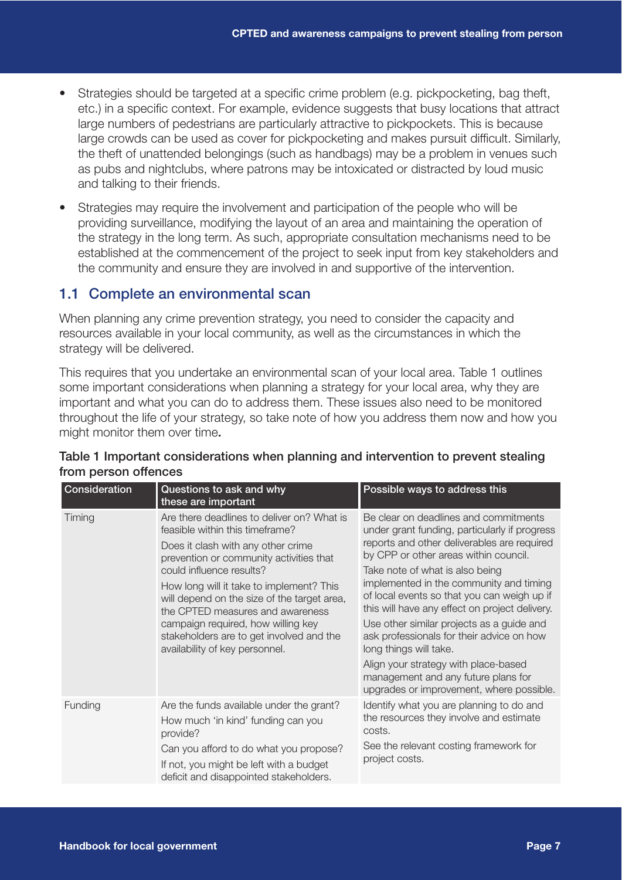- Strategies should be targeted at a specific crime problem (e.g. pickpocketing, bag theft, etc.) in a specific context. For example, evidence suggests that busy locations that attract large numbers of pedestrians are particularly attractive to pickpockets. This is because large crowds can be used as cover for pickpocketing and makes pursuit difficult. Similarly, the theft of unattended belongings (such as handbags) may be a problem in venues such as pubs and nightclubs, where patrons may be intoxicated or distracted by loud music and talking to their friends.
- Strategies may require the involvement and participation of the people who will be providing surveillance, modifying the layout of an area and maintaining the operation of the strategy in the long term. As such, appropriate consultation mechanisms need to be established at the commencement of the project to seek input from key stakeholders and the community and ensure they are involved in and supportive of the intervention.

## 1.1 Complete an environmental scan

When planning any crime prevention strategy, you need to consider the capacity and resources available in your local community, as well as the circumstances in which the strategy will be delivered.

This requires that you undertake an environmental scan of your local area. Table 1 outlines some important considerations when planning a strategy for your local area, why they are important and what you can do to address them. These issues also need to be monitored throughout the life of your strategy, so take note of how you address them now and how you might monitor them over time**.**

**Table 1 Important considerations when planning and intervention to prevent stealing from person offences**

| Consideration | Questions to ask and why these are important | Possible ways to address this |
|---|---|---|
| Timing | Are there deadlines to deliver on? What is feasible within this timeframe?<br>Does it clash with any other crime prevention or community activities that could influence results?<br>How long will it take to implement? This will depend on the size of the target area, the CPTED measures and awareness campaign required, how willing key stakeholders are to get involved and the availability of key personnel. | Be clear on deadlines and commitments under grant funding, particularly if progress reports and other deliverables are required by CPP or other areas within council.<br>Take note of what is also being implemented in the community and timing of local events so that you can weigh up if this will have any effect on project delivery.<br>Use other similar projects as a guide and ask professionals for their advice on how long things will take.<br>Align your strategy with place-based management and any future plans for upgrades or improvement, where possible. |
| Funding | Are the funds available under the grant?<br>How much 'in kind' funding can you provide?<br>Can you afford to do what you propose?<br>If not, you might be left with a budget deficit and disappointed stakeholders. | Identify what you are planning to do and the resources they involve and estimate costs.<br>See the relevant costing framework for project costs. |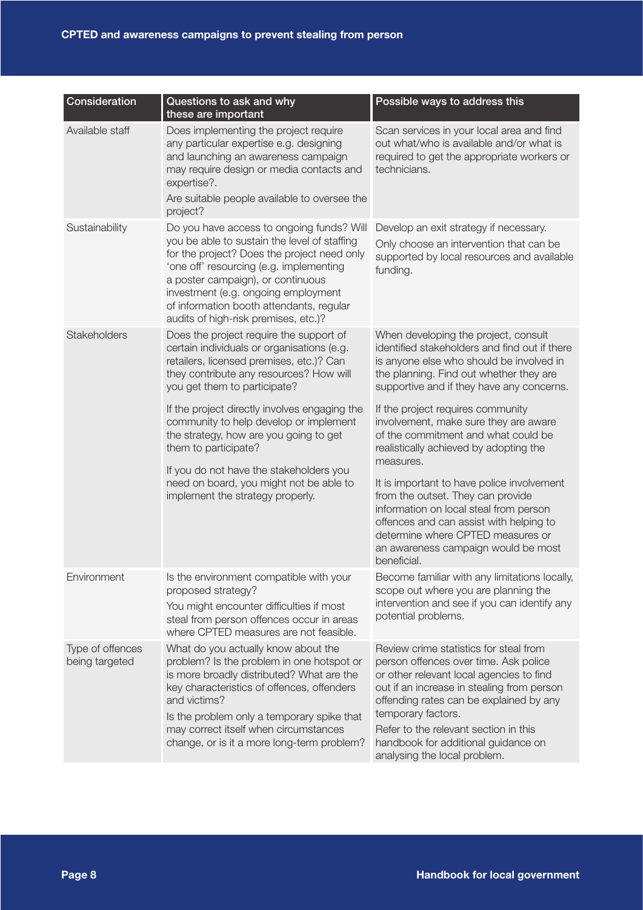| Consideration | Questions to ask and why these are important | Possible ways to address this |
|---|---|---|
| Available staff | Does implementing the project require any particular expertise e.g. designing and launching an awareness campaign may require design or media contacts and expertise?. <br><br> Are suitable people available to oversee the project? | Scan services in your local area and find out what/who is available and/or what is required to get the appropriate workers or technicians. |
| Sustainability | Do you have access to ongoing funds? Will you be able to sustain the level of staffing for the project? Does the project need only 'one off' resourcing (e.g. implementing a poster campaign), or continuous investment (e.g. ongoing employment of information booth attendants, regular audits of high-risk premises, etc.)? | Develop an exit strategy if necessary. <br><br> Only choose an intervention that can be supported by local resources and available funding. |
| Stakeholders | Does the project require the support of certain individuals or organisations (e.g. retailers, licensed premises, etc.)? Can they contribute any resources? How will you get them to participate? <br><br> If the project directly involves engaging the community to help develop or implement the strategy, how are you going to get them to participate? <br><br> If you do not have the stakeholders you need on board, you might not be able to implement the strategy properly. | When developing the project, consult identified stakeholders and find out if there is anyone else who should be involved in the planning. Find out whether they are supportive and if they have any concerns. <br><br> If the project requires community involvement, make sure they are aware of the commitment and what could be realistically achieved by adopting the measures. <br><br> It is important to have police involvement from the outset. They can provide information on local steal from person offences and can assist with helping to determine where CPTED measures or an awareness campaign would be most beneficial. |
| Environment | Is the environment compatible with your proposed strategy? <br><br> You might encounter difficulties if most steal from person offences occur in areas where CPTED measures are not feasible. | Become familiar with any limitations locally, scope out where you are planning the intervention and see if you can identify any potential problems. |
| Type of offences being targeted | What do you actually know about the problem? Is the problem in one hotspot or is more broadly distributed? What are the key characteristics of offences, offenders and victims? <br><br> Is the problem only a temporary spike that may correct itself when circumstances change, or is it a more long-term problem? | Review crime statistics for steal from person offences over time. Ask police or other relevant local agencies to find out if an increase in stealing from person offending rates can be explained by any temporary factors. <br><br> Refer to the relevant section in this handbook for additional guidance on analysing the local problem. |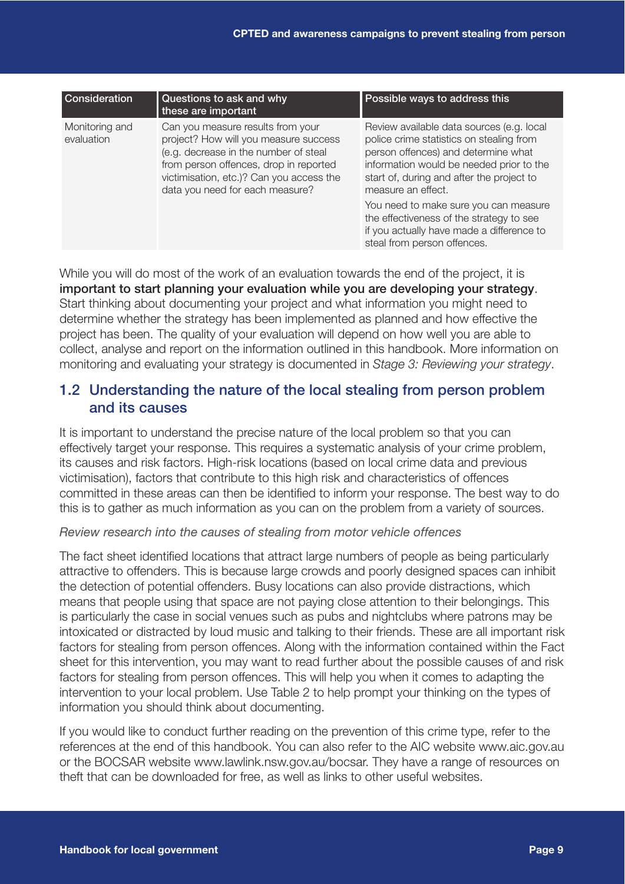| Consideration | Questions to ask and why these are important | Possible ways to address this |
|---|---|---|
| Monitoring and evaluation | Can you measure results from your project? How will you measure success (e.g. decrease in the number of steal from person offences, drop in reported victimisation, etc.)? Can you access the data you need for each measure? | Review available data sources (e.g. local police crime statistics on stealing from person offences) and determine what information would be needed prior to the start of, during and after the project to measure an effect.<br><br>You need to make sure you can measure the effectiveness of the strategy to see if you actually have made a difference to steal from person offences. |

While you will do most of the work of an evaluation towards the end of the project, it is **important to start planning your evaluation while you are developing your strategy**. Start thinking about documenting your project and what information you might need to determine whether the strategy has been implemented as planned and how effective the project has been. The quality of your evaluation will depend on how well you are able to collect, analyse and report on the information outlined in this handbook. More information on monitoring and evaluating your strategy is documented in *Stage 3: Reviewing your strategy*.

## 1.2 Understanding the nature of the local stealing from person problem and its causes

It is important to understand the precise nature of the local problem so that you can effectively target your response. This requires a systematic analysis of your crime problem, its causes and risk factors. High-risk locations (based on local crime data and previous victimisation), factors that contribute to this high risk and characteristics of offences committed in these areas can then be identified to inform your response. The best way to do this is to gather as much information as you can on the problem from a variety of sources.

*Review research into the causes of stealing from motor vehicle offences*

The fact sheet identified locations that attract large numbers of people as being particularly attractive to offenders. This is because large crowds and poorly designed spaces can inhibit the detection of potential offenders. Busy locations can also provide distractions, which means that people using that space are not paying close attention to their belongings. This is particularly the case in social venues such as pubs and nightclubs where patrons may be intoxicated or distracted by loud music and talking to their friends. These are all important risk factors for stealing from person offences. Along with the information contained within the Fact sheet for this intervention, you may want to read further about the possible causes of and risk factors for stealing from person offences. This will help you when it comes to adapting the intervention to your local problem. Use Table 2 to help prompt your thinking on the types of information you should think about documenting.

If you would like to conduct further reading on the prevention of this crime type, refer to the references at the end of this handbook. You can also refer to the AIC website www.aic.gov.au or the BOCSAR website www.lawlink.nsw.gov.au/bocsar. They have a range of resources on theft that can be downloaded for free, as well as links to other useful websites.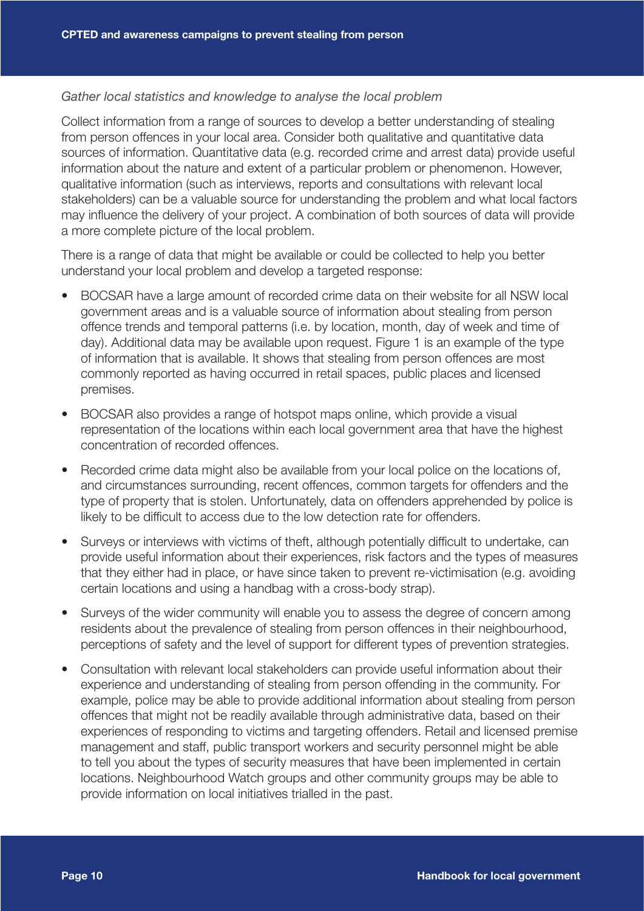*Gather local statistics and knowledge to analyse the local problem*

Collect information from a range of sources to develop a better understanding of stealing from person offences in your local area. Consider both qualitative and quantitative data sources of information. Quantitative data (e.g. recorded crime and arrest data) provide useful information about the nature and extent of a particular problem or phenomenon. However, qualitative information (such as interviews, reports and consultations with relevant local stakeholders) can be a valuable source for understanding the problem and what local factors may influence the delivery of your project. A combination of both sources of data will provide a more complete picture of the local problem.

There is a range of data that might be available or could be collected to help you better understand your local problem and develop a targeted response:

- BOCSAR have a large amount of recorded crime data on their website for all NSW local government areas and is a valuable source of information about stealing from person offence trends and temporal patterns (i.e. by location, month, day of week and time of day). Additional data may be available upon request. Figure 1 is an example of the type of information that is available. It shows that stealing from person offences are most commonly reported as having occurred in retail spaces, public places and licensed premises.
- BOCSAR also provides a range of hotspot maps online, which provide a visual representation of the locations within each local government area that have the highest concentration of recorded offences.
- Recorded crime data might also be available from your local police on the locations of, and circumstances surrounding, recent offences, common targets for offenders and the type of property that is stolen. Unfortunately, data on offenders apprehended by police is likely to be difficult to access due to the low detection rate for offenders.
- Surveys or interviews with victims of theft, although potentially difficult to undertake, can provide useful information about their experiences, risk factors and the types of measures that they either had in place, or have since taken to prevent re-victimisation (e.g. avoiding certain locations and using a handbag with a cross-body strap).
- Surveys of the wider community will enable you to assess the degree of concern among residents about the prevalence of stealing from person offences in their neighbourhood, perceptions of safety and the level of support for different types of prevention strategies.
- Consultation with relevant local stakeholders can provide useful information about their experience and understanding of stealing from person offending in the community. For example, police may be able to provide additional information about stealing from person offences that might not be readily available through administrative data, based on their experiences of responding to victims and targeting offenders. Retail and licensed premise management and staff, public transport workers and security personnel might be able to tell you about the types of security measures that have been implemented in certain locations. Neighbourhood Watch groups and other community groups may be able to provide information on local initiatives trialled in the past.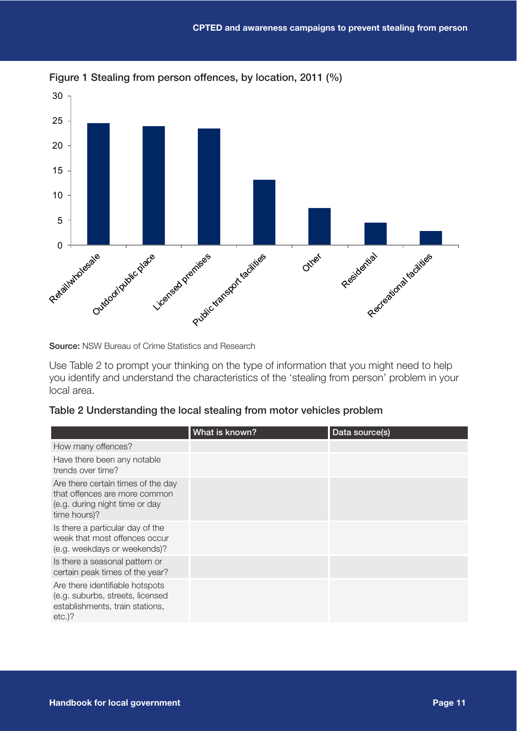**Figure 1 Stealing from person offences, by location, 2011 (%)**

**Source:** NSW Bureau of Crime Statistics and Research

Use Table 2 to prompt your thinking on the type of information that you might need to help you identify and understand the characteristics of the 'stealing from person' problem in your local area.

**Table 2 Understanding the local stealing from motor vehicles problem**

| | What is known? | Data source(s) |
|---|---|---|
| How many offences? | | |
| Have there been any notable trends over time? | | |
| Are there certain times of the day that offences are more common (e.g. during night time or day time hours)? | | |
| Is there a particular day of the week that most offences occur (e.g. weekdays or weekends)? | | |
| Is there a seasonal pattern or certain peak times of the year? | | |
| Are there identifiable hotspots (e.g. suburbs, streets, licensed establishments, train stations, etc.)? | | |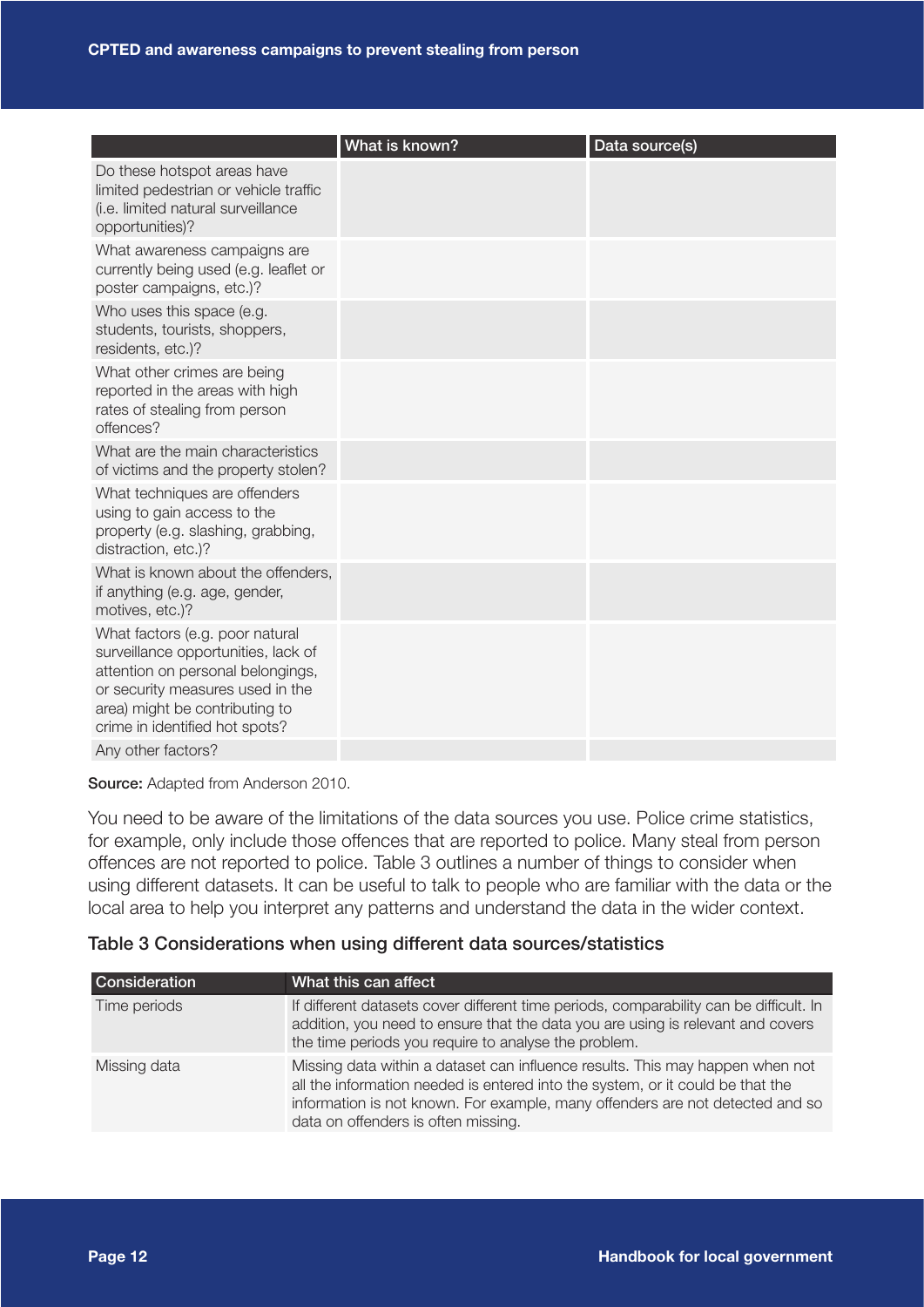| | What is known? | Data source(s) |
|---|---|---|
| Do these hotspot areas have limited pedestrian or vehicle traffic (i.e. limited natural surveillance opportunities)? | | |
| What awareness campaigns are currently being used (e.g. leaflet or poster campaigns, etc.)? | | |
| Who uses this space (e.g. students, tourists, shoppers, residents, etc.)? | | |
| What other crimes are being reported in the areas with high rates of stealing from person offences? | | |
| What are the main characteristics of victims and the property stolen? | | |
| What techniques are offenders using to gain access to the property (e.g. slashing, grabbing, distraction, etc.)? | | |
| What is known about the offenders, if anything (e.g. age, gender, motives, etc.)? | | |
| What factors (e.g. poor natural surveillance opportunities, lack of attention on personal belongings, or security measures used in the area) might be contributing to crime in identified hot spots? | | |
| Any other factors? | | |

**Source:** Adapted from Anderson 2010.

You need to be aware of the limitations of the data sources you use. Police crime statistics, for example, only include those offences that are reported to police. Many steal from person offences are not reported to police. Table 3 outlines a number of things to consider when using different datasets. It can be useful to talk to people who are familiar with the data or the local area to help you interpret any patterns and understand the data in the wider context.

### Table 3 Considerations when using different data sources/statistics

| Consideration | What this can affect |
|---|---|
| Time periods | If different datasets cover different time periods, comparability can be difficult. In addition, you need to ensure that the data you are using is relevant and covers the time periods you require to analyse the problem. |
| Missing data | Missing data within a dataset can influence results. This may happen when not all the information needed is entered into the system, or it could be that the information is not known. For example, many offenders are not detected and so data on offenders is often missing. |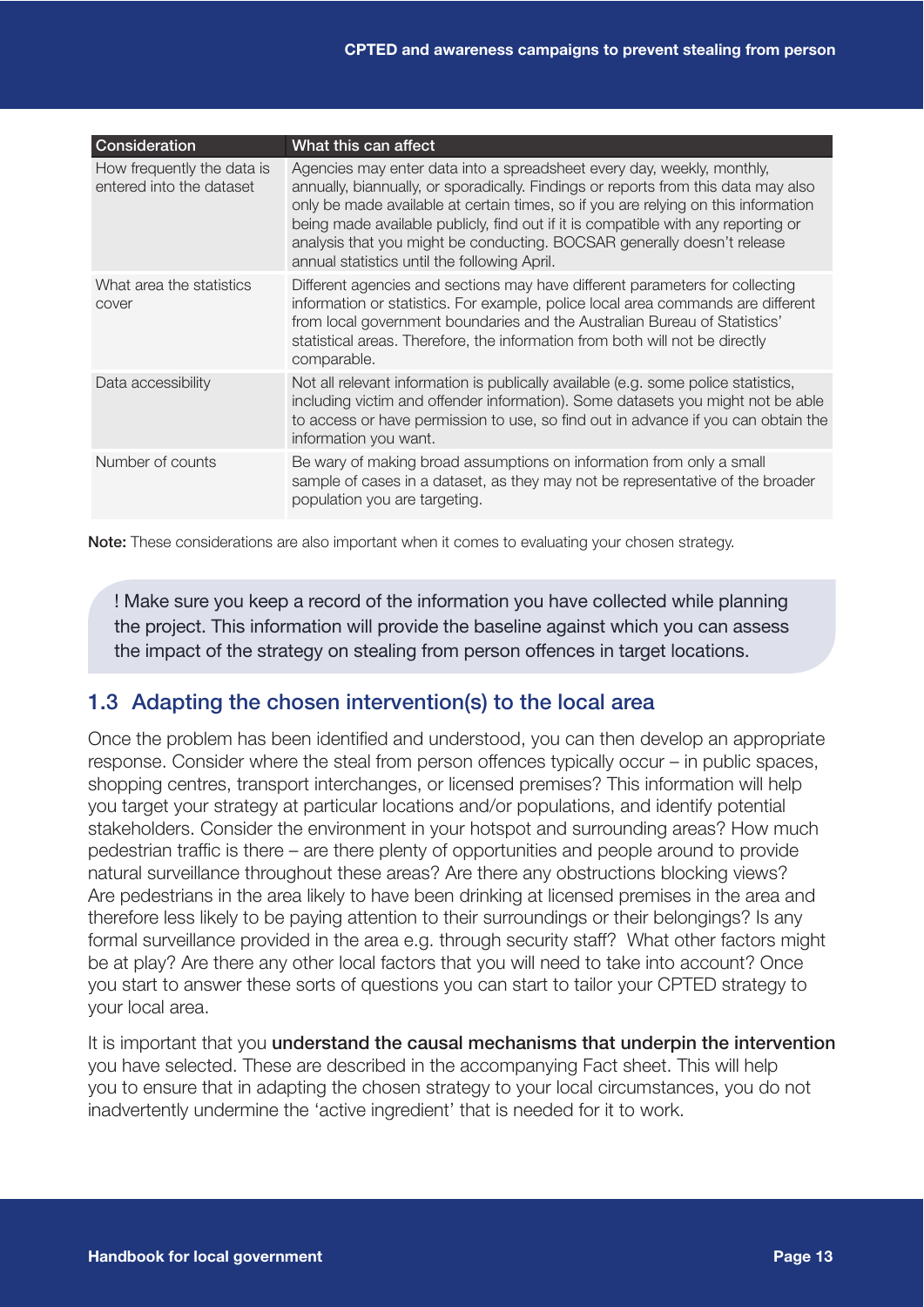| Consideration | What this can affect |
| --- | --- |
| How frequently the data is entered into the dataset | Agencies may enter data into a spreadsheet every day, weekly, monthly, annually, biannually, or sporadically. Findings or reports from this data may also only be made available at certain times, so if you are relying on this information being made available publicly, find out if it is compatible with any reporting or analysis that you might be conducting. BOCSAR generally doesn't release annual statistics until the following April. |
| What area the statistics cover | Different agencies and sections may have different parameters for collecting information or statistics. For example, police local area commands are different from local government boundaries and the Australian Bureau of Statistics' statistical areas. Therefore, the information from both will not be directly comparable. |
| Data accessibility | Not all relevant information is publically available (e.g. some police statistics, including victim and offender information). Some datasets you might not be able to access or have permission to use, so find out in advance if you can obtain the information you want. |
| Number of counts | Be wary of making broad assumptions on information from only a small sample of cases in a dataset, as they may not be representative of the broader population you are targeting. |

**Note:** These considerations are also important when it comes to evaluating your chosen strategy.

> ! Make sure you keep a record of the information you have collected while planning the project. This information will provide the baseline against which you can assess the impact of the strategy on stealing from person offences in target locations.

## 1.3 Adapting the chosen intervention(s) to the local area

Once the problem has been identified and understood, you can then develop an appropriate response. Consider where the steal from person offences typically occur – in public spaces, shopping centres, transport interchanges, or licensed premises? This information will help you target your strategy at particular locations and/or populations, and identify potential stakeholders. Consider the environment in your hotspot and surrounding areas? How much pedestrian traffic is there – are there plenty of opportunities and people around to provide natural surveillance throughout these areas? Are there any obstructions blocking views? Are pedestrians in the area likely to have been drinking at licensed premises in the area and therefore less likely to be paying attention to their surroundings or their belongings? Is any formal surveillance provided in the area e.g. through security staff? What other factors might be at play? Are there any other local factors that you will need to take into account? Once you start to answer these sorts of questions you can start to tailor your CPTED strategy to your local area.

It is important that you **understand the causal mechanisms that underpin the intervention** you have selected. These are described in the accompanying Fact sheet. This will help you to ensure that in adapting the chosen strategy to your local circumstances, you do not inadvertently undermine the 'active ingredient' that is needed for it to work.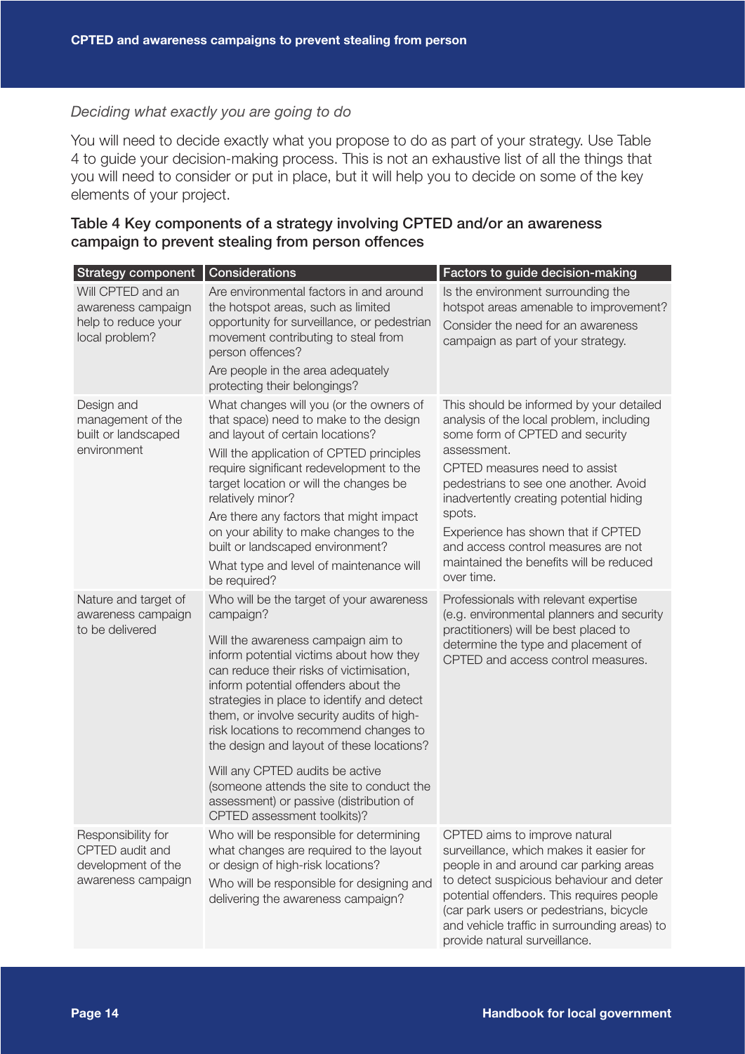*Deciding what exactly you are going to do*

You will need to decide exactly what you propose to do as part of your strategy. Use Table 4 to guide your decision-making process. This is not an exhaustive list of all the things that you will need to consider or put in place, but it will help you to decide on some of the key elements of your project.

### Table 4 Key components of a strategy involving CPTED and/or an awareness campaign to prevent stealing from person offences

| Strategy component | Considerations | Factors to guide decision-making |
|---|---|---|
| Will CPTED and an awareness campaign help to reduce your local problem? | Are environmental factors in and around the hotspot areas, such as limited opportunity for surveillance, or pedestrian movement contributing to steal from person offences?<br><br>Are people in the area adequately protecting their belongings? | Is the environment surrounding the hotspot areas amenable to improvement?<br><br>Consider the need for an awareness campaign as part of your strategy. |
| Design and management of the built or landscaped environment | What changes will you (or the owners of that space) need to make to the design and layout of certain locations?<br><br>Will the application of CPTED principles require significant redevelopment to the target location or will the changes be relatively minor?<br><br>Are there any factors that might impact on your ability to make changes to the built or landscaped environment?<br><br>What type and level of maintenance will be required? | This should be informed by your detailed analysis of the local problem, including some form of CPTED and security assessment.<br><br>CPTED measures need to assist pedestrians to see one another. Avoid inadvertently creating potential hiding spots.<br><br>Experience has shown that if CPTED and access control measures are not maintained the benefits will be reduced over time. |
| Nature and target of awareness campaign to be delivered | Who will be the target of your awareness campaign?<br><br>Will the awareness campaign aim to inform potential victims about how they can reduce their risks of victimisation, inform potential offenders about the strategies in place to identify and detect them, or involve security audits of high-risk locations to recommend changes to the design and layout of these locations?<br><br>Will any CPTED audits be active (someone attends the site to conduct the assessment) or passive (distribution of CPTED assessment toolkits)? | Professionals with relevant expertise (e.g. environmental planners and security practitioners) will be best placed to determine the type and placement of CPTED and access control measures. |
| Responsibility for CPTED audit and development of the awareness campaign | Who will be responsible for determining what changes are required to the layout or design of high-risk locations?<br><br>Who will be responsible for designing and delivering the awareness campaign? | CPTED aims to improve natural surveillance, which makes it easier for people in and around car parking areas to detect suspicious behaviour and deter potential offenders. This requires people (car park users or pedestrians, bicycle and vehicle traffic in surrounding areas) to provide natural surveillance. |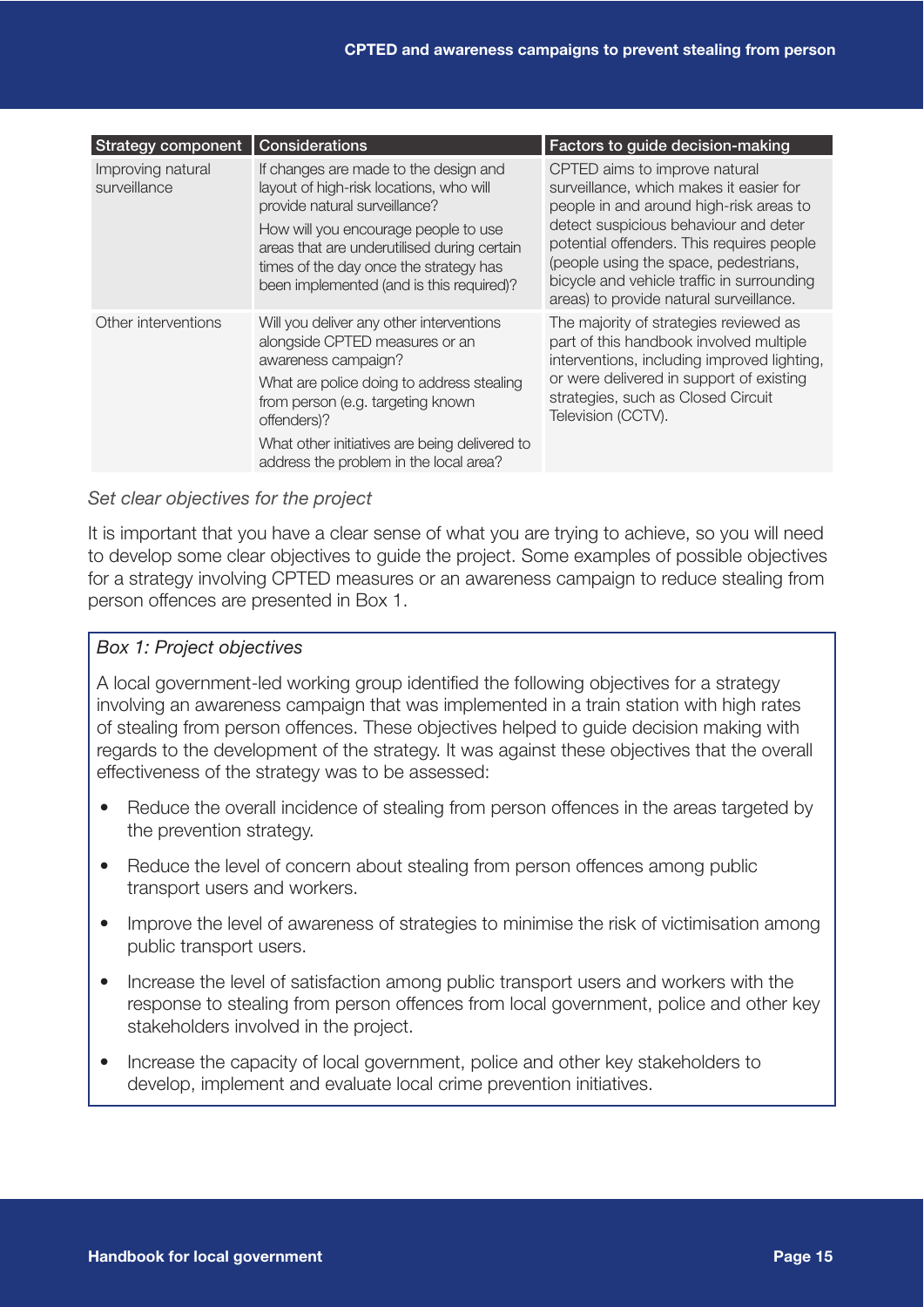| Strategy component | Considerations | Factors to guide decision-making |
| --- | --- | --- |
| Improving natural surveillance | If changes are made to the design and layout of high-risk locations, who will provide natural surveillance?<br><br>How will you encourage people to use areas that are underutilised during certain times of the day once the strategy has been implemented (and is this required)? | CPTED aims to improve natural surveillance, which makes it easier for people in and around high-risk areas to detect suspicious behaviour and deter potential offenders. This requires people (people using the space, pedestrians, bicycle and vehicle traffic in surrounding areas) to provide natural surveillance. |
| Other interventions | Will you deliver any other interventions alongside CPTED measures or an awareness campaign?<br><br>What are police doing to address stealing from person (e.g. targeting known offenders)?<br><br>What other initiatives are being delivered to address the problem in the local area? | The majority of strategies reviewed as part of this handbook involved multiple interventions, including improved lighting, or were delivered in support of existing strategies, such as Closed Circuit Television (CCTV). |

*Set clear objectives for the project*

It is important that you have a clear sense of what you are trying to achieve, so you will need to develop some clear objectives to guide the project. Some examples of possible objectives for a strategy involving CPTED measures or an awareness campaign to reduce stealing from person offences are presented in Box 1.

> *Box 1: Project objectives*
>
> A local government-led working group identified the following objectives for a strategy involving an awareness campaign that was implemented in a train station with high rates of stealing from person offences. These objectives helped to guide decision making with regards to the development of the strategy. It was against these objectives that the overall effectiveness of the strategy was to be assessed:
>
> - Reduce the overall incidence of stealing from person offences in the areas targeted by the prevention strategy.
> - Reduce the level of concern about stealing from person offences among public transport users and workers.
> - Improve the level of awareness of strategies to minimise the risk of victimisation among public transport users.
> - Increase the level of satisfaction among public transport users and workers with the response to stealing from person offences from local government, police and other key stakeholders involved in the project.
> - Increase the capacity of local government, police and other key stakeholders to develop, implement and evaluate local crime prevention initiatives.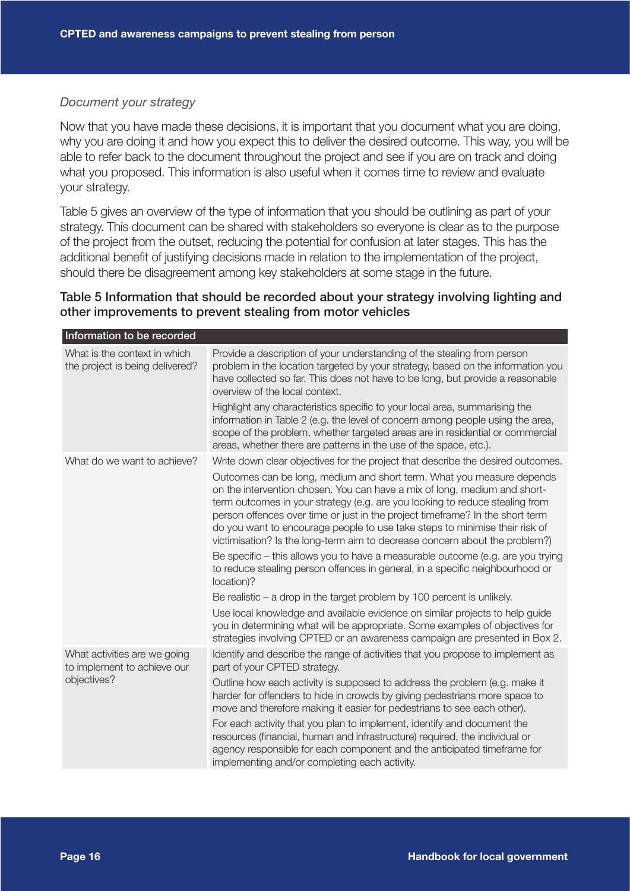*Document your strategy*

Now that you have made these decisions, it is important that you document what you are doing, why you are doing it and how you expect this to deliver the desired outcome. This way, you will be able to refer back to the document throughout the project and see if you are on track and doing what you proposed. This information is also useful when it comes time to review and evaluate your strategy.

Table 5 gives an overview of the type of information that you should be outlining as part of your strategy. This document can be shared with stakeholders so everyone is clear as to the purpose of the project from the outset, reducing the potential for confusion at later stages. This has the additional benefit of justifying decisions made in relation to the implementation of the project, should there be disagreement among key stakeholders at some stage in the future.

### Table 5 Information that should be recorded about your strategy involving lighting and other improvements to prevent stealing from motor vehicles

| Information to be recorded | |
|---|---|
| What is the context in which the project is being delivered? | Provide a description of your understanding of the stealing from person problem in the location targeted by your strategy, based on the information you have collected so far. This does not have to be long, but provide a reasonable overview of the local context.<br><br>Highlight any characteristics specific to your local area, summarising the information in Table 2 (e.g. the level of concern among people using the area, scope of the problem, whether targeted areas are in residential or commercial areas, whether there are patterns in the use of the space, etc.). |
| What do we want to achieve? | Write down clear objectives for the project that describe the desired outcomes.<br><br>Outcomes can be long, medium and short term. What you measure depends on the intervention chosen. You can have a mix of long, medium and short-term outcomes in your strategy (e.g. are you looking to reduce stealing from person offences over time or just in the project timeframe? In the short term do you want to encourage people to use take steps to minimise their risk of victimisation? Is the long-term aim to decrease concern about the problem?)<br><br>Be specific – this allows you to have a measurable outcome (e.g. are you trying to reduce stealing person offences in general, in a specific neighbourhood or location)?<br><br>Be realistic – a drop in the target problem by 100 percent is unlikely.<br><br>Use local knowledge and available evidence on similar projects to help guide you in determining what will be appropriate. Some examples of objectives for strategies involving CPTED or an awareness campaign are presented in Box 2. |
| What activities are we going to implement to achieve our objectives? | Identify and describe the range of activities that you propose to implement as part of your CPTED strategy.<br><br>Outline how each activity is supposed to address the problem (e.g. make it harder for offenders to hide in crowds by giving pedestrians more space to move and therefore making it easier for pedestrians to see each other).<br><br>For each activity that you plan to implement, identify and document the resources (financial, human and infrastructure) required, the individual or agency responsible for each component and the anticipated timeframe for implementing and/or completing each activity. |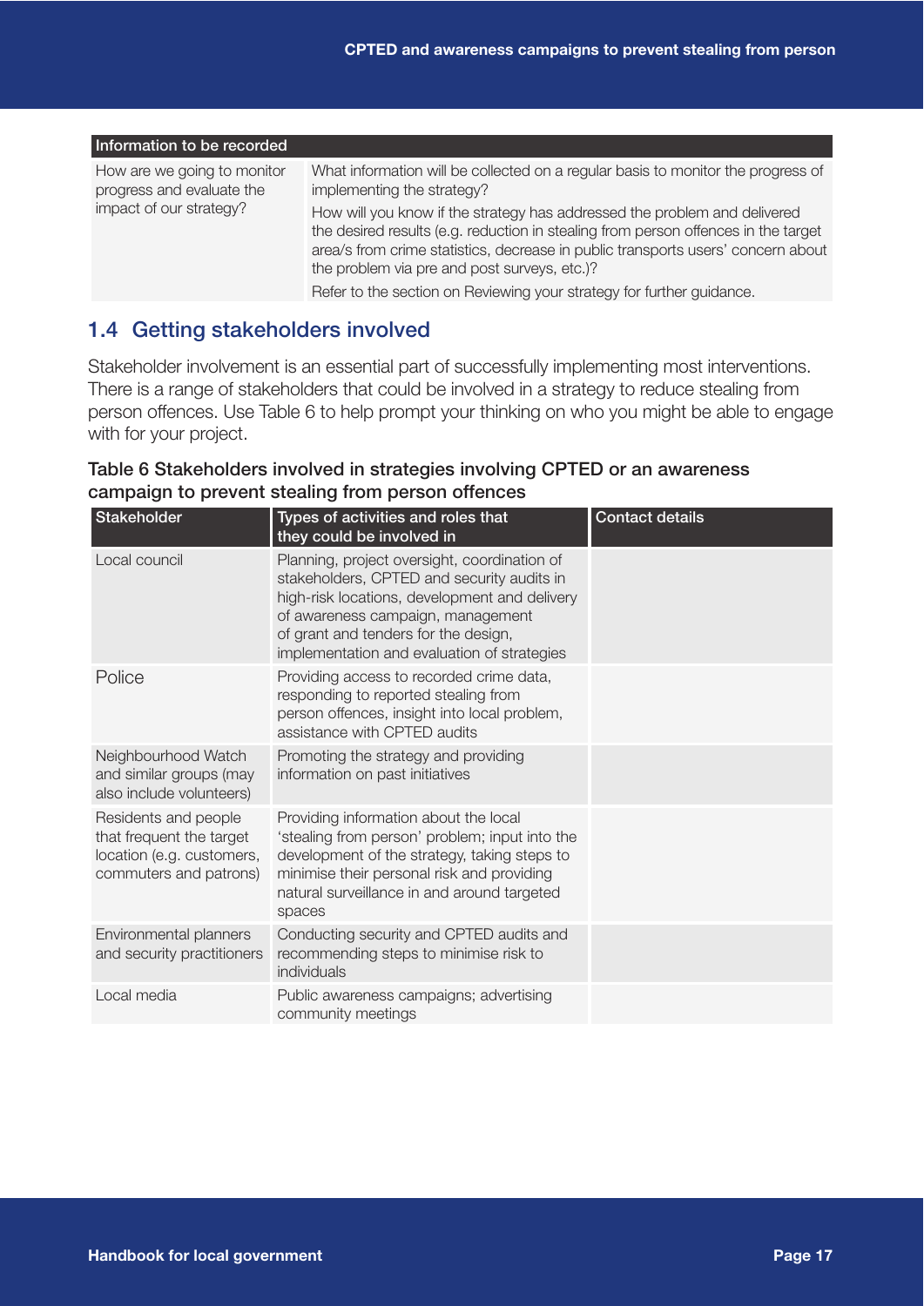| Information to be recorded | |
|---|---|
| How are we going to monitor progress and evaluate the impact of our strategy? | What information will be collected on a regular basis to monitor the progress of implementing the strategy?<br>How will you know if the strategy has addressed the problem and delivered the desired results (e.g. reduction in stealing from person offences in the target area/s from crime statistics, decrease in public transports users' concern about the problem via pre and post surveys, etc.)?<br>Refer to the section on Reviewing your strategy for further guidance. |

## 1.4 Getting stakeholders involved

Stakeholder involvement is an essential part of successfully implementing most interventions. There is a range of stakeholders that could be involved in a strategy to reduce stealing from person offences. Use Table 6 to help prompt your thinking on who you might be able to engage with for your project.

**Table 6 Stakeholders involved in strategies involving CPTED or an awareness campaign to prevent stealing from person offences**

| Stakeholder | Types of activities and roles that they could be involved in | Contact details |
|---|---|---|
| Local council | Planning, project oversight, coordination of stakeholders, CPTED and security audits in high-risk locations, development and delivery of awareness campaign, management of grant and tenders for the design, implementation and evaluation of strategies | |
| Police | Providing access to recorded crime data, responding to reported stealing from person offences, insight into local problem, assistance with CPTED audits | |
| Neighbourhood Watch and similar groups (may also include volunteers) | Promoting the strategy and providing information on past initiatives | |
| Residents and people that frequent the target location (e.g. customers, commuters and patrons) | Providing information about the local 'stealing from person' problem; input into the development of the strategy, taking steps to minimise their personal risk and providing natural surveillance in and around targeted spaces | |
| Environmental planners and security practitioners | Conducting security and CPTED audits and recommending steps to minimise risk to individuals | |
| Local media | Public awareness campaigns; advertising community meetings | |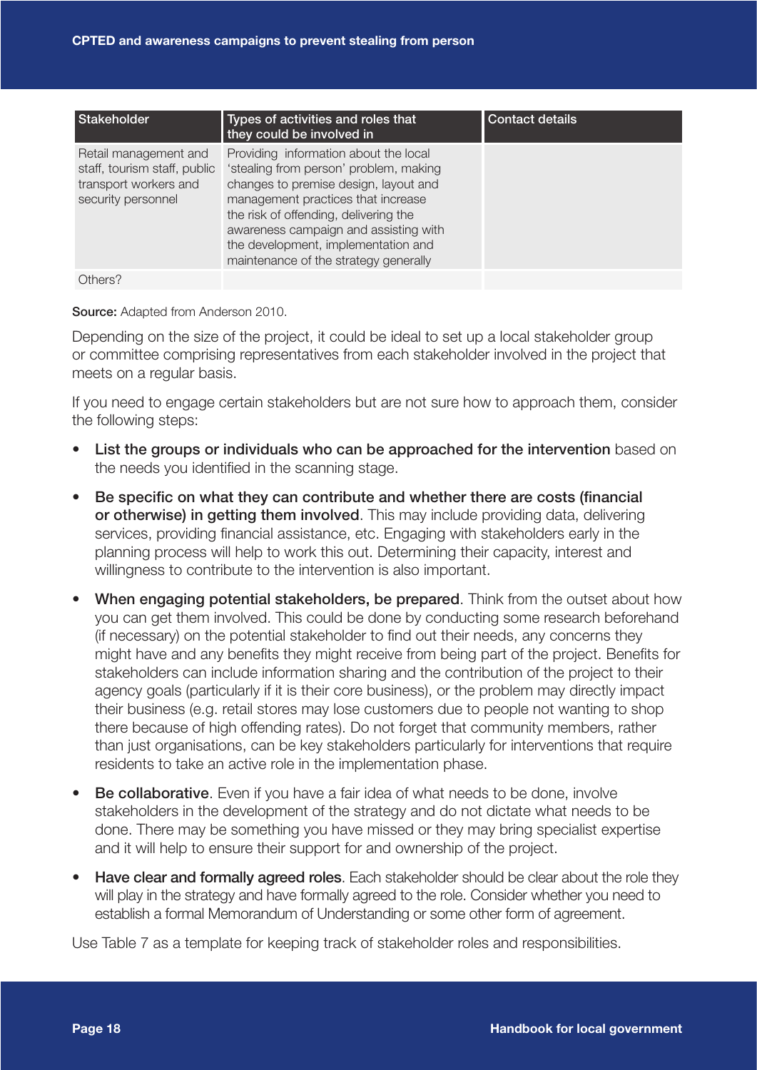| Stakeholder | Types of activities and roles that they could be involved in | Contact details |
| --- | --- | --- |
| Retail management and staff, tourism staff, public transport workers and security personnel | Providing information about the local 'stealing from person' problem, making changes to premise design, layout and management practices that increase the risk of offending, delivering the awareness campaign and assisting with the development, implementation and maintenance of the strategy generally | |
| Others? | | |

**Source:** Adapted from Anderson 2010.

Depending on the size of the project, it could be ideal to set up a local stakeholder group or committee comprising representatives from each stakeholder involved in the project that meets on a regular basis.

If you need to engage certain stakeholders but are not sure how to approach them, consider the following steps:

- **List the groups or individuals who can be approached for the intervention** based on the needs you identified in the scanning stage.
- **Be specific on what they can contribute and whether there are costs (financial or otherwise) in getting them involved**. This may include providing data, delivering services, providing financial assistance, etc. Engaging with stakeholders early in the planning process will help to work this out. Determining their capacity, interest and willingness to contribute to the intervention is also important.
- **When engaging potential stakeholders, be prepared**. Think from the outset about how you can get them involved. This could be done by conducting some research beforehand (if necessary) on the potential stakeholder to find out their needs, any concerns they might have and any benefits they might receive from being part of the project. Benefits for stakeholders can include information sharing and the contribution of the project to their agency goals (particularly if it is their core business), or the problem may directly impact their business (e.g. retail stores may lose customers due to people not wanting to shop there because of high offending rates). Do not forget that community members, rather than just organisations, can be key stakeholders particularly for interventions that require residents to take an active role in the implementation phase.
- **Be collaborative**. Even if you have a fair idea of what needs to be done, involve stakeholders in the development of the strategy and do not dictate what needs to be done. There may be something you have missed or they may bring specialist expertise and it will help to ensure their support for and ownership of the project.
- **Have clear and formally agreed roles**. Each stakeholder should be clear about the role they will play in the strategy and have formally agreed to the role. Consider whether you need to establish a formal Memorandum of Understanding or some other form of agreement.

Use Table 7 as a template for keeping track of stakeholder roles and responsibilities.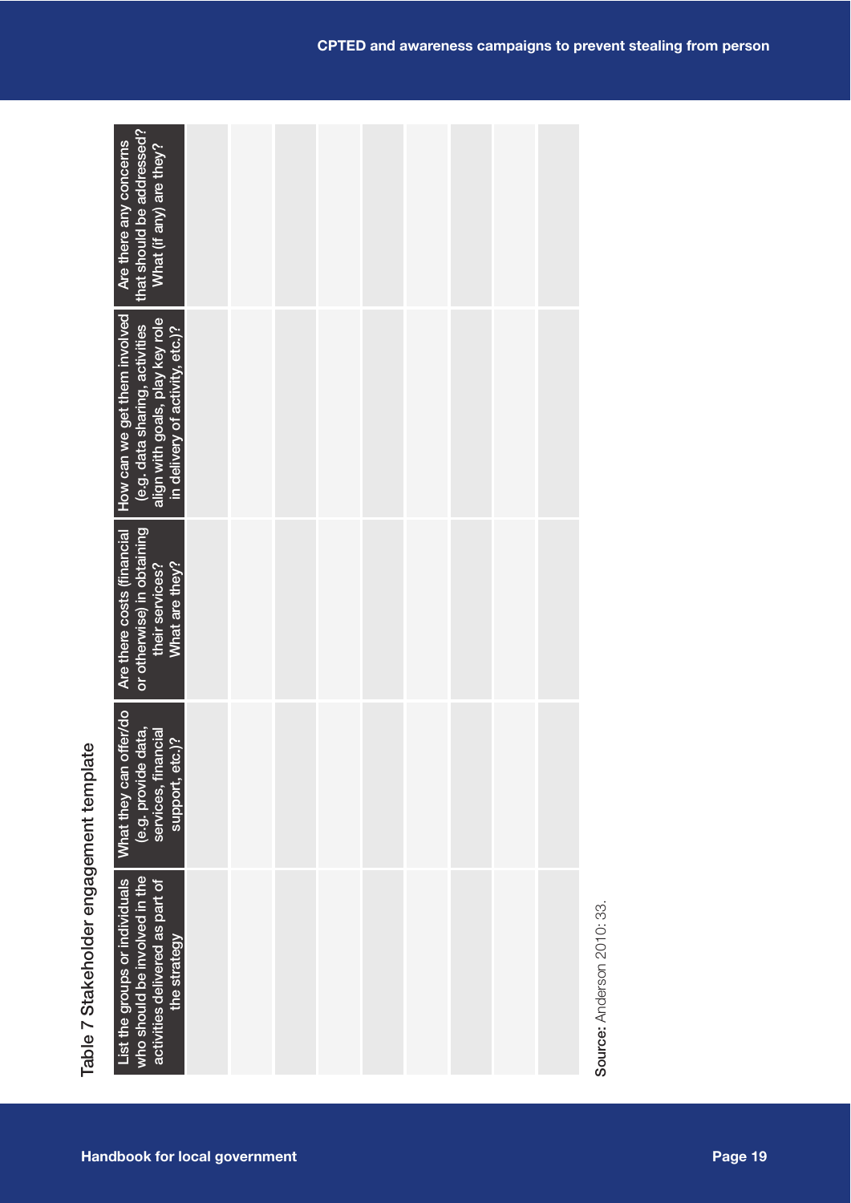Table 7 Stakeholder engagement template

| List the groups or individuals who should be involved in the activities delivered as part of the strategy | What they can offer/do (e.g. provide data, services, financial support, etc.)? | Are there costs (financial or otherwise) in obtaining their services? What are they? | How can we get them involved (e.g. data sharing, activities align with goals, play key role in delivery of activity, etc.)? | Are there any concerns that should be addressed? What (if any) are they? |
|---|---|---|---|---|
| | | | | |
| | | | | |
| | | | | |
| | | | | |
| | | | | |
| | | | | |
| | | | | |
| | | | | |
| | | | | |

**Source:** Anderson 2010: 33.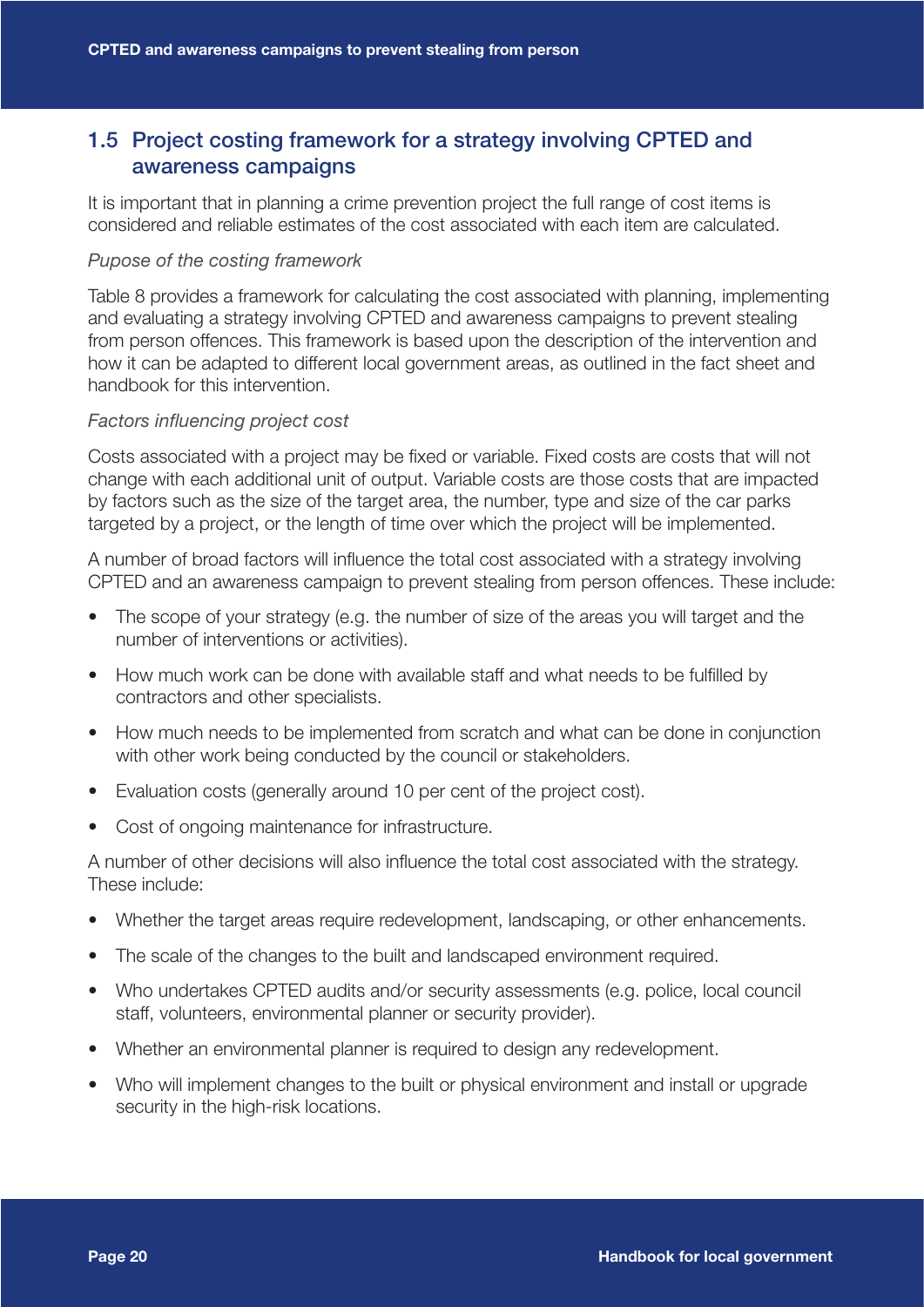## 1.5 Project costing framework for a strategy involving CPTED and awareness campaigns

It is important that in planning a crime prevention project the full range of cost items is considered and reliable estimates of the cost associated with each item are calculated.

*Pupose of the costing framework*

Table 8 provides a framework for calculating the cost associated with planning, implementing and evaluating a strategy involving CPTED and awareness campaigns to prevent stealing from person offences. This framework is based upon the description of the intervention and how it can be adapted to different local government areas, as outlined in the fact sheet and handbook for this intervention.

*Factors influencing project cost*

Costs associated with a project may be fixed or variable. Fixed costs are costs that will not change with each additional unit of output. Variable costs are those costs that are impacted by factors such as the size of the target area, the number, type and size of the car parks targeted by a project, or the length of time over which the project will be implemented.

A number of broad factors will influence the total cost associated with a strategy involving CPTED and an awareness campaign to prevent stealing from person offences. These include:

- The scope of your strategy (e.g. the number of size of the areas you will target and the number of interventions or activities).
- How much work can be done with available staff and what needs to be fulfilled by contractors and other specialists.
- How much needs to be implemented from scratch and what can be done in conjunction with other work being conducted by the council or stakeholders.
- Evaluation costs (generally around 10 per cent of the project cost).
- Cost of ongoing maintenance for infrastructure.

A number of other decisions will also influence the total cost associated with the strategy. These include:

- Whether the target areas require redevelopment, landscaping, or other enhancements.
- The scale of the changes to the built and landscaped environment required.
- Who undertakes CPTED audits and/or security assessments (e.g. police, local council staff, volunteers, environmental planner or security provider).
- Whether an environmental planner is required to design any redevelopment.
- Who will implement changes to the built or physical environment and install or upgrade security in the high-risk locations.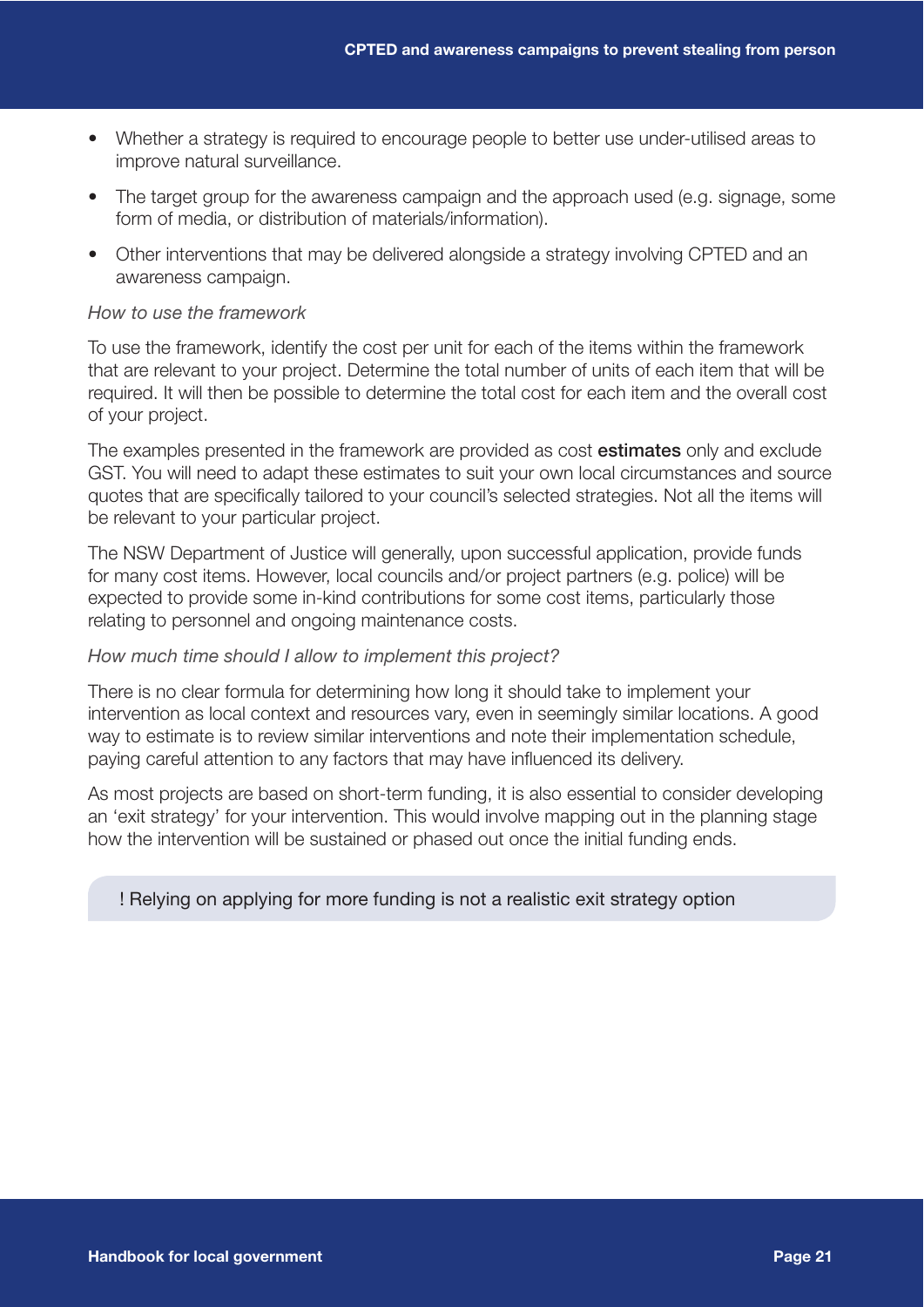- Whether a strategy is required to encourage people to better use under-utilised areas to improve natural surveillance.
- The target group for the awareness campaign and the approach used (e.g. signage, some form of media, or distribution of materials/information).
- Other interventions that may be delivered alongside a strategy involving CPTED and an awareness campaign.

*How to use the framework*

To use the framework, identify the cost per unit for each of the items within the framework that are relevant to your project. Determine the total number of units of each item that will be required. It will then be possible to determine the total cost for each item and the overall cost of your project.

The examples presented in the framework are provided as cost **estimates** only and exclude GST. You will need to adapt these estimates to suit your own local circumstances and source quotes that are specifically tailored to your council's selected strategies. Not all the items will be relevant to your particular project.

The NSW Department of Justice will generally, upon successful application, provide funds for many cost items. However, local councils and/or project partners (e.g. police) will be expected to provide some in-kind contributions for some cost items, particularly those relating to personnel and ongoing maintenance costs.

*How much time should I allow to implement this project?*

There is no clear formula for determining how long it should take to implement your intervention as local context and resources vary, even in seemingly similar locations. A good way to estimate is to review similar interventions and note their implementation schedule, paying careful attention to any factors that may have influenced its delivery.

As most projects are based on short-term funding, it is also essential to consider developing an 'exit strategy' for your intervention. This would involve mapping out in the planning stage how the intervention will be sustained or phased out once the initial funding ends.

> ! Relying on applying for more funding is not a realistic exit strategy option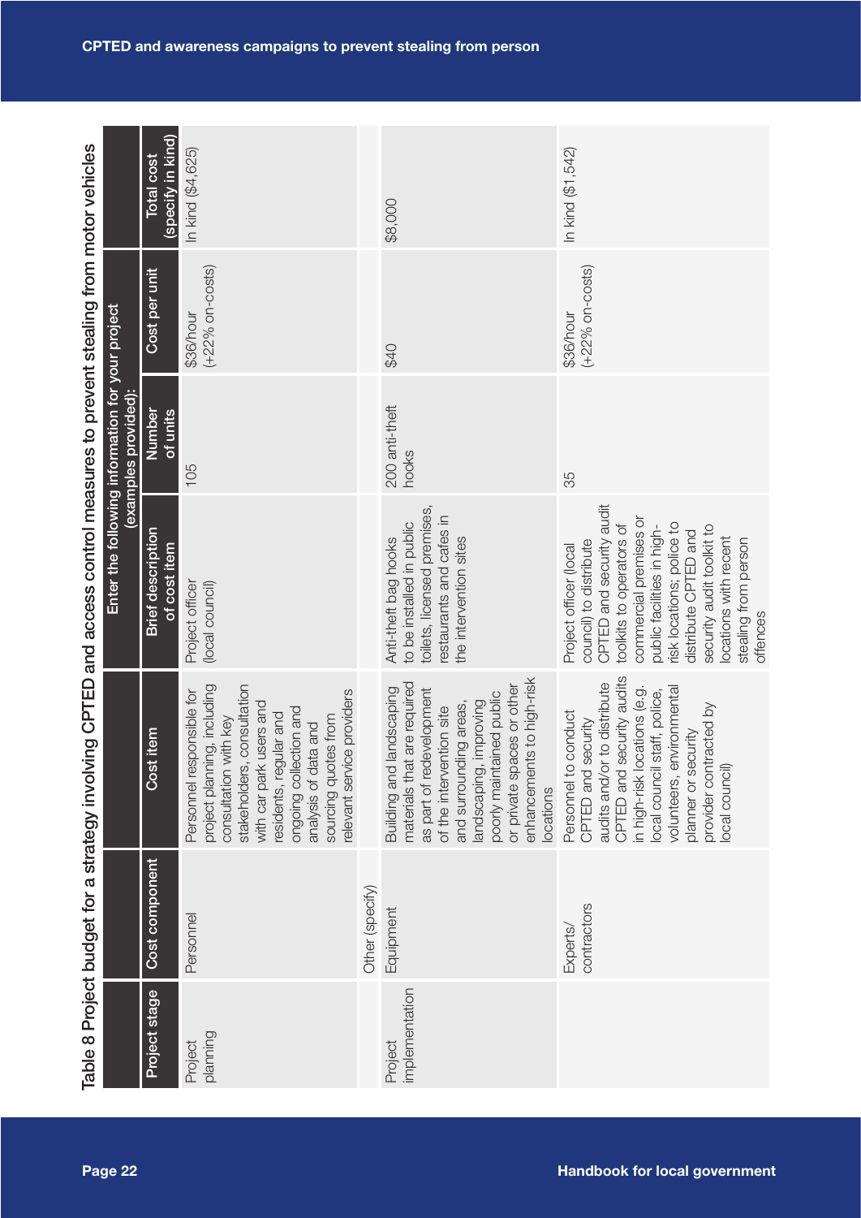Table 8 Project budget for a strategy involving CPTED and access control measures to prevent stealing from motor vehicles

| Project stage | Cost component | Cost item | Enter the following information for your project (examples provided): | | | |
|---|---|---|---|---|---|---|
| | | | Brief description of cost item | Number of units | Cost per unit | Total cost (specify in kind) |
| Project planning | Personnel | Personnel responsible for project planning, including consultation with key stakeholders, consultation with car park users and residents, regular and ongoing collection and analysis of data and sourcing quotes from relevant service providers | Project officer (local council) | 105 | $36/hour (+22% on-costs) | In kind ($4,625) |
| | Other (specify) | | | | | |
| Project implementation | Equipment | Building and landscaping materials that are required as part of redevelopment of the intervention site and surrounding areas, landscaping, improving poorly maintained public or private spaces or other enhancements to high-risk locations | Anti-theft bag hooks to be installed in public toilets, licensed premises, restaurants and cafes in the intervention sites | 200 anti-theft hooks | $40 | $8,000 |
| | Experts/ contractors | Personnel to conduct CPTED and security audits and/or to distribute CPTED and security audits in high-risk locations (e.g. local council staff, police, volunteers, environmental planner or security provider contracted by local council) | Project officer (local council) to distribute CPTED and security audit toolkits to operators of commercial premises or public facilities in high-risk locations; police to distribute CPTED and security audit toolkit to locations with recent stealing from person offences | 35 | $36/hour (+22% on-costs) | In kind ($1,542) |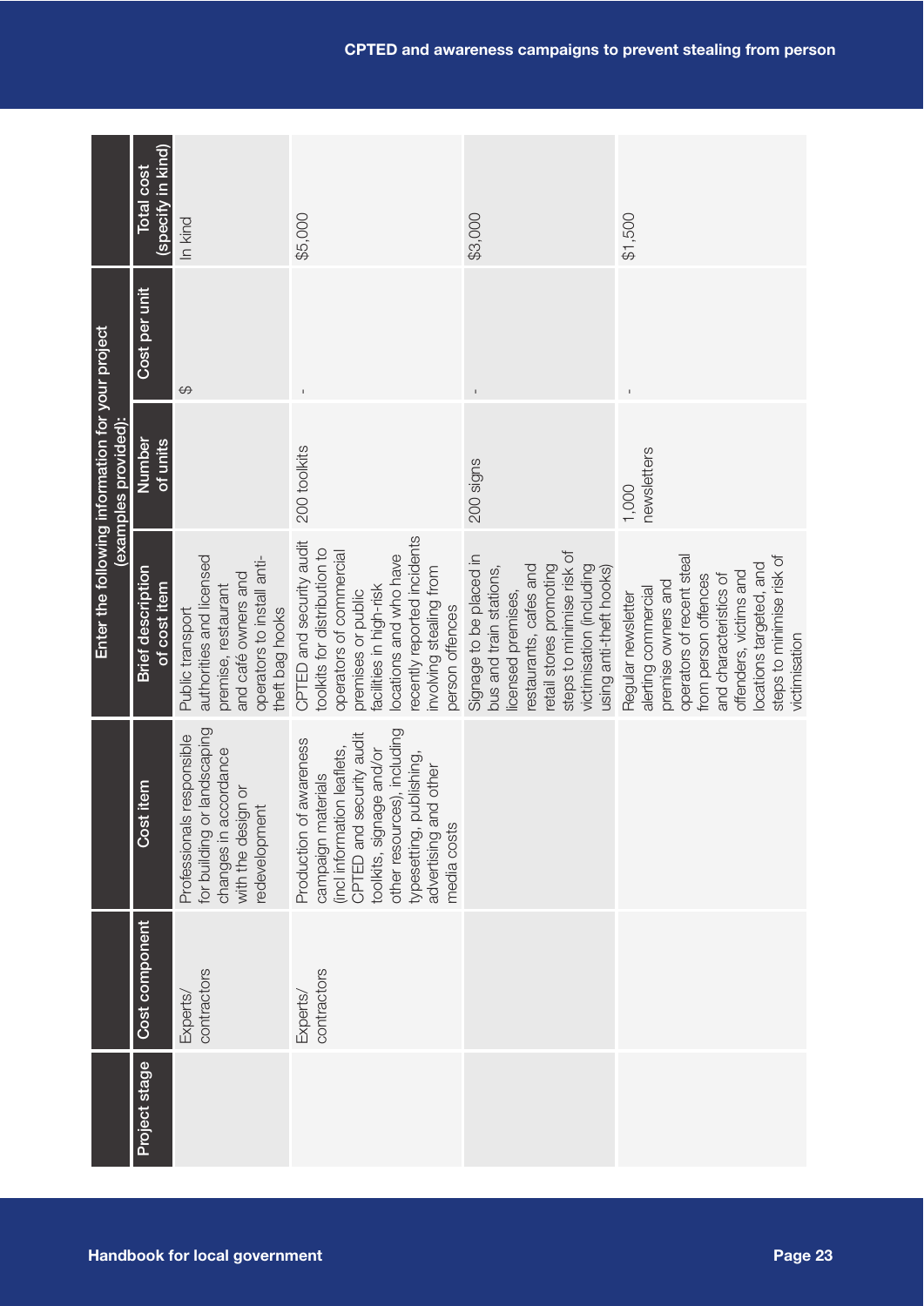| Project stage | Cost component | Cost item | Enter the following information for your project (examples provided): | | | |
|---|---|---|---|---|---|---|
| | | | Brief description of cost item | Number of units | Cost per unit | Total cost (specify in kind) |
| | Experts/ contractors | Professionals responsible for building or landscaping changes in accordance with the design or redevelopment | Public transport authorities and licensed premise, restaurant and café owners and operators to install anti-theft bag hooks | | $ | In kind |
| | Experts/ contractors | Production of awareness campaign materials (incl information leaflets, CPTED and security audit toolkits, signage and/or other resources), including typesetting, publishing, advertising and other media costs | CPTED and security audit toolkits for distribution to operators of commercial premises or public facilities in high-risk locations and who have recently reported incidents involving stealing from person offences | 200 toolkits | - | $5,000 |
| | | | Signage to be placed in bus and train stations, licensed premises, restaurants, cafes and retail stores promoting steps to minimise risk of victimisation (including using anti-theft hooks) | 200 signs | - | $3,000 |
| | | | Regular newsletter alerting commercial premise owners and operators of recent steal from person offences and characteristics of offenders, victims and locations targeted, and steps to minimise risk of victimisation | 1,000 newsletters | - | $1,500 |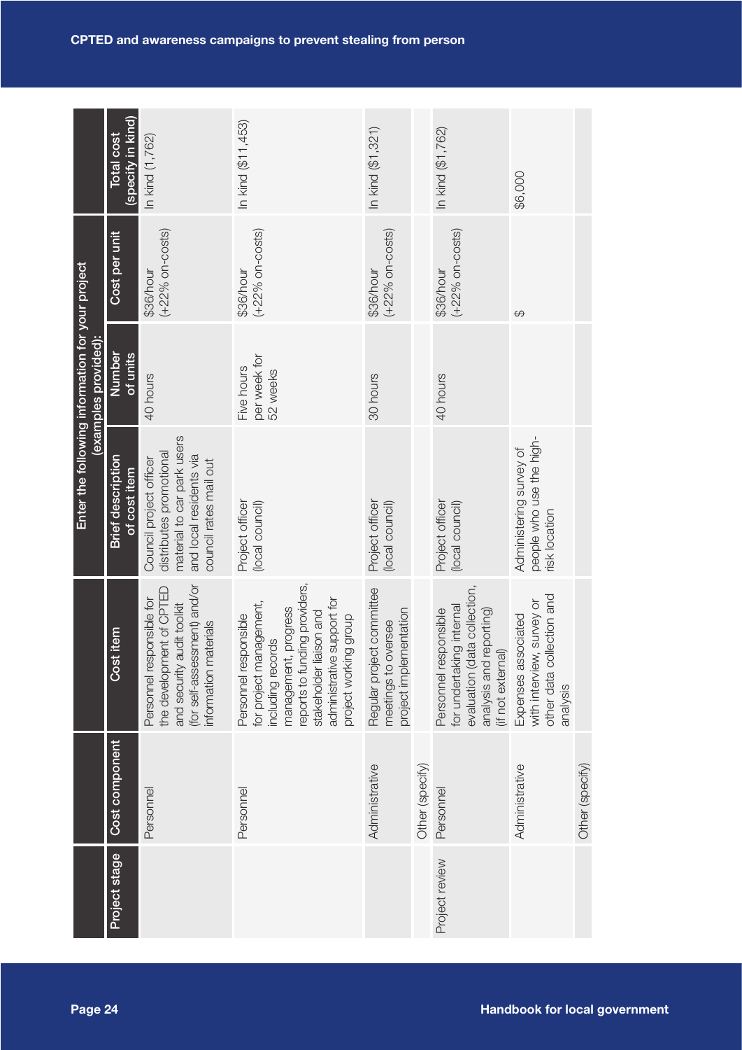| Project stage | Cost component | Cost item | Enter the following information for your project (examples provided): | | | |
|---|---|---|---|---|---|---|
| | | | Brief description of cost item | Number of units | Cost per unit | Total cost (specify in kind) |
| | Personnel | Personnel responsible for the development of CPTED and security audit toolkit (for self-assessment) and/or information materials | Council project officer distributes promotional material to car park users and local residents via council rates mail out | 40 hours | $36/hour (+22% on-costs) | In kind (1,762) |
| | Personnel | Personnel responsible for project management, including records management, progress reports to funding providers, stakeholder liaison and administrative support for project working group | Project officer (local council) | Five hours per week for 52 weeks | $36/hour (+22% on-costs) | In kind ($11,453) |
| | Administrative | Regular project committee meetings to oversee project implementation | Project officer (local council) | 30 hours | $36/hour (+22% on-costs) | In kind ($1,321) |
| | Other (specify) | | | | | |
| Project review | Personnel | Personnel responsible for undertaking internal evaluation (data collection, analysis and reporting) (if not external) | Project officer (local council) | 40 hours | $36/hour (+22% on-costs) | In kind ($1,762) |
| | Administrative | Expenses associated with interview, survey or other data collection and analysis | Administering survey of people who use the high-risk location | | $ | $6,000 |
| | Other (specify) | | | | | |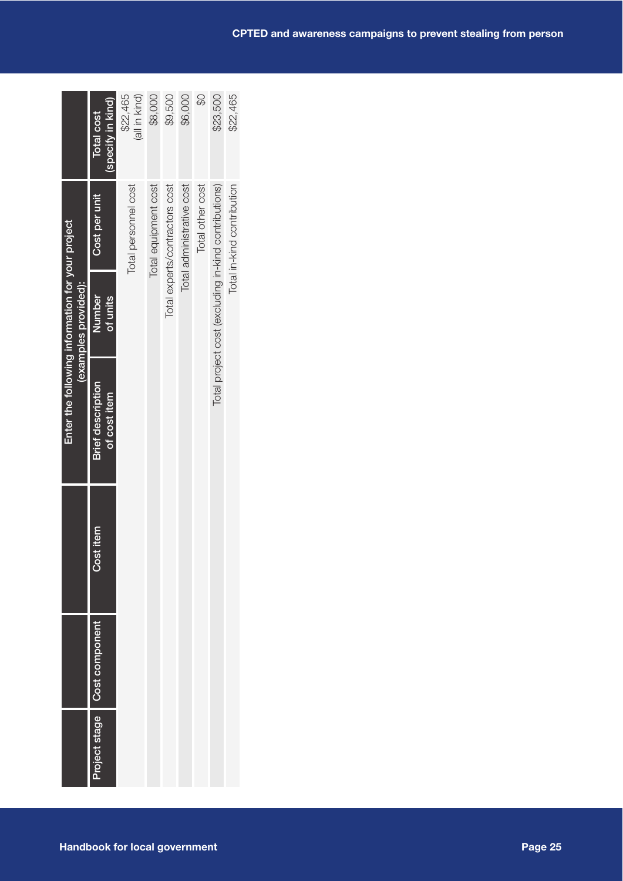| Project stage | Cost component | Cost item | Enter the following information for your project (examples provided): | | | Total cost (specify in kind) |
|---|---|---|---|---|---|---|
| | | | Brief description of cost item | Number of units | Cost per unit | |
| | | | | | Total personnel cost | $22,465 (all in kind) |
| | | | | | Total equipment cost | $8,000 |
| | | | | | Total experts/contractors cost | $9,500 |
| | | | | | Total administrative cost | $6,000 |
| | | | | | Total other cost | $0 |
| | | | Total project cost (excluding in-kind contributions) | | | $23,500 |
| | | | | | Total in-kind contribution | $22,465 |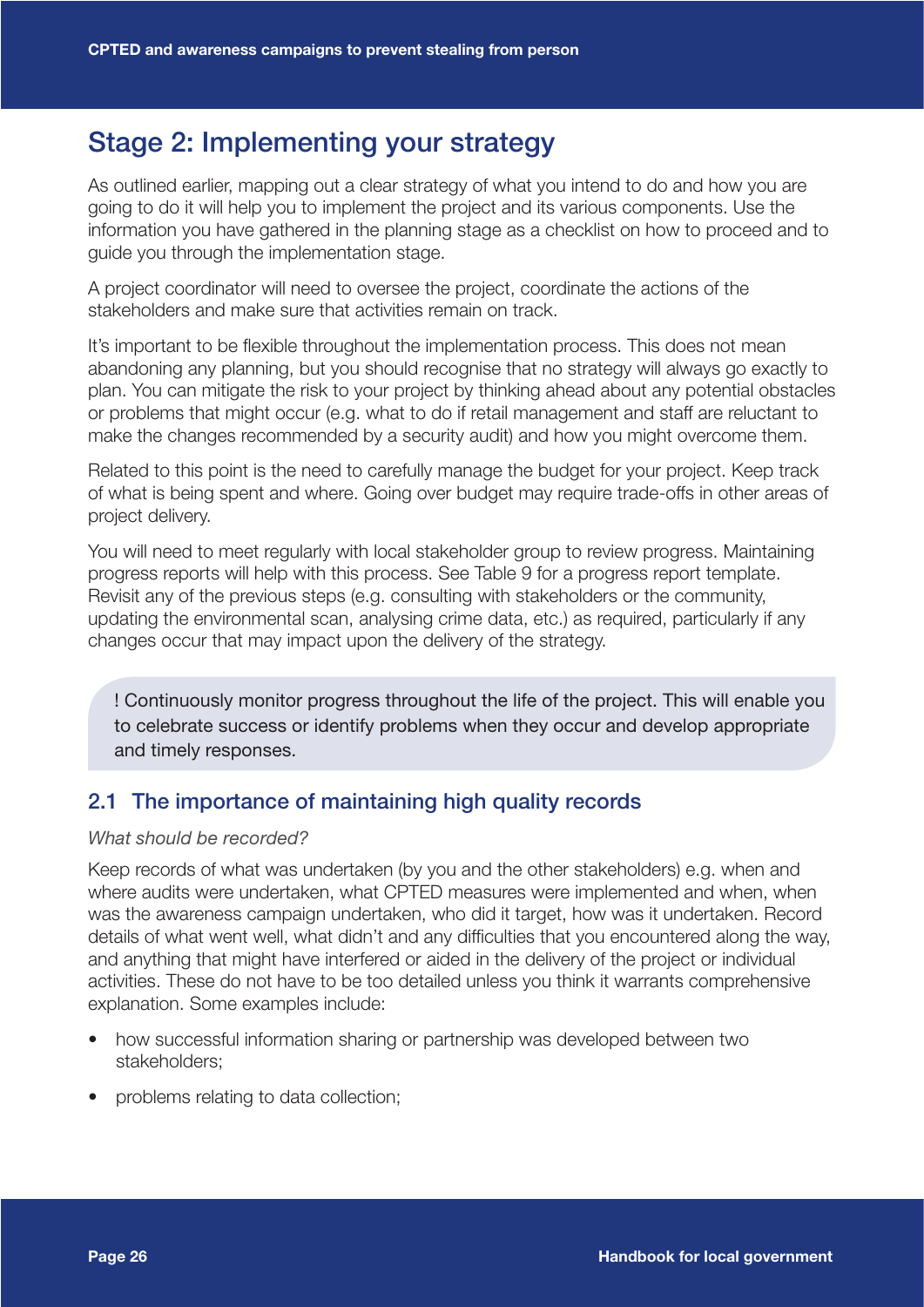# Stage 2: Implementing your strategy

As outlined earlier, mapping out a clear strategy of what you intend to do and how you are going to do it will help you to implement the project and its various components. Use the information you have gathered in the planning stage as a checklist on how to proceed and to guide you through the implementation stage.

A project coordinator will need to oversee the project, coordinate the actions of the stakeholders and make sure that activities remain on track.

It's important to be flexible throughout the implementation process. This does not mean abandoning any planning, but you should recognise that no strategy will always go exactly to plan. You can mitigate the risk to your project by thinking ahead about any potential obstacles or problems that might occur (e.g. what to do if retail management and staff are reluctant to make the changes recommended by a security audit) and how you might overcome them.

Related to this point is the need to carefully manage the budget for your project. Keep track of what is being spent and where. Going over budget may require trade-offs in other areas of project delivery.

You will need to meet regularly with local stakeholder group to review progress. Maintaining progress reports will help with this process. See Table 9 for a progress report template. Revisit any of the previous steps (e.g. consulting with stakeholders or the community, updating the environmental scan, analysing crime data, etc.) as required, particularly if any changes occur that may impact upon the delivery of the strategy.

> ! Continuously monitor progress throughout the life of the project. This will enable you to celebrate success or identify problems when they occur and develop appropriate and timely responses.

## 2.1 The importance of maintaining high quality records

*What should be recorded?*

Keep records of what was undertaken (by you and the other stakeholders) e.g. when and where audits were undertaken, what CPTED measures were implemented and when, when was the awareness campaign undertaken, who did it target, how was it undertaken. Record details of what went well, what didn't and any difficulties that you encountered along the way, and anything that might have interfered or aided in the delivery of the project or individual activities. These do not have to be too detailed unless you think it warrants comprehensive explanation. Some examples include:

- how successful information sharing or partnership was developed between two stakeholders;
- problems relating to data collection;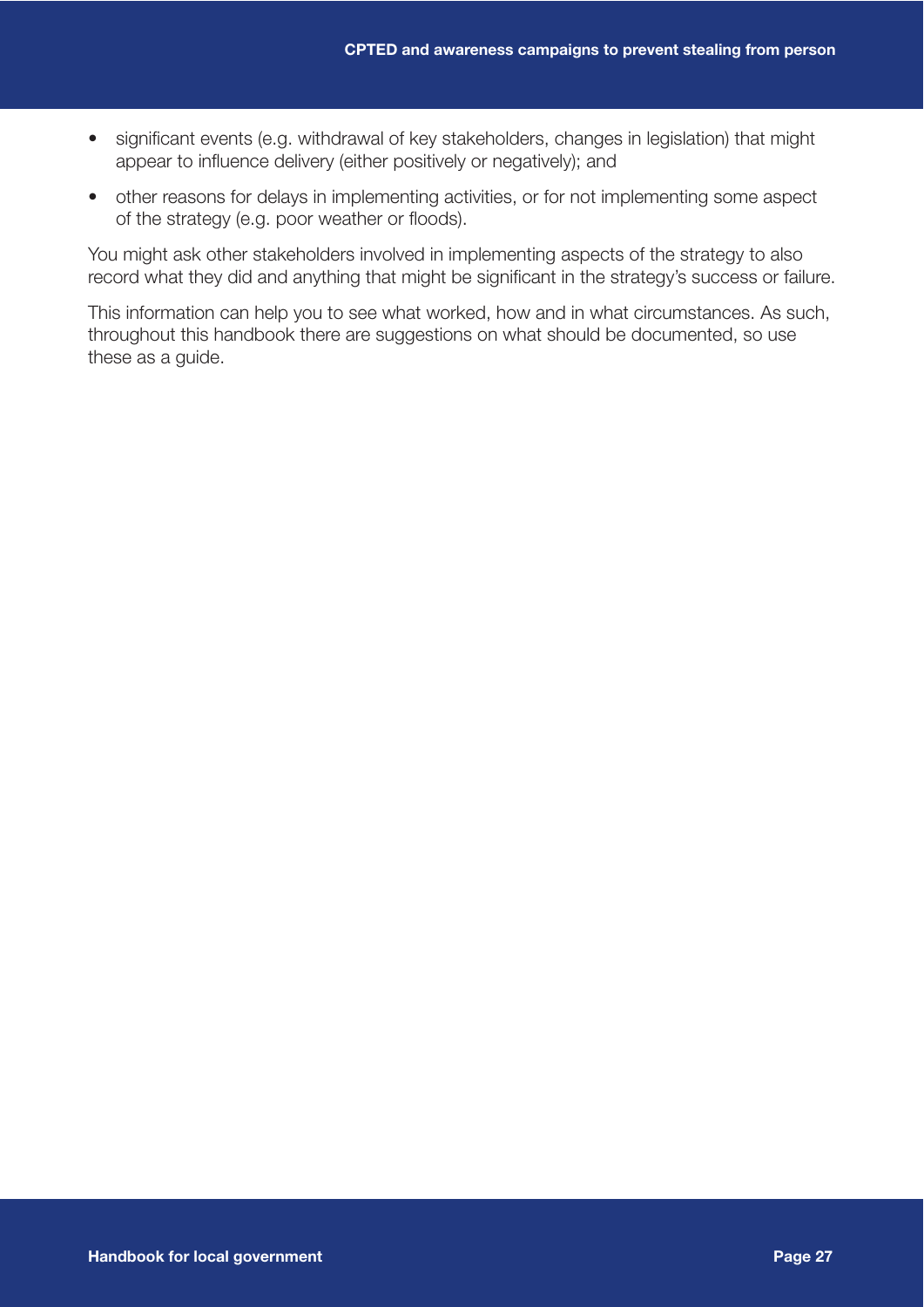- significant events (e.g. withdrawal of key stakeholders, changes in legislation) that might appear to influence delivery (either positively or negatively); and
- other reasons for delays in implementing activities, or for not implementing some aspect of the strategy (e.g. poor weather or floods).

You might ask other stakeholders involved in implementing aspects of the strategy to also record what they did and anything that might be significant in the strategy's success or failure.

This information can help you to see what worked, how and in what circumstances. As such, throughout this handbook there are suggestions on what should be documented, so use these as a guide.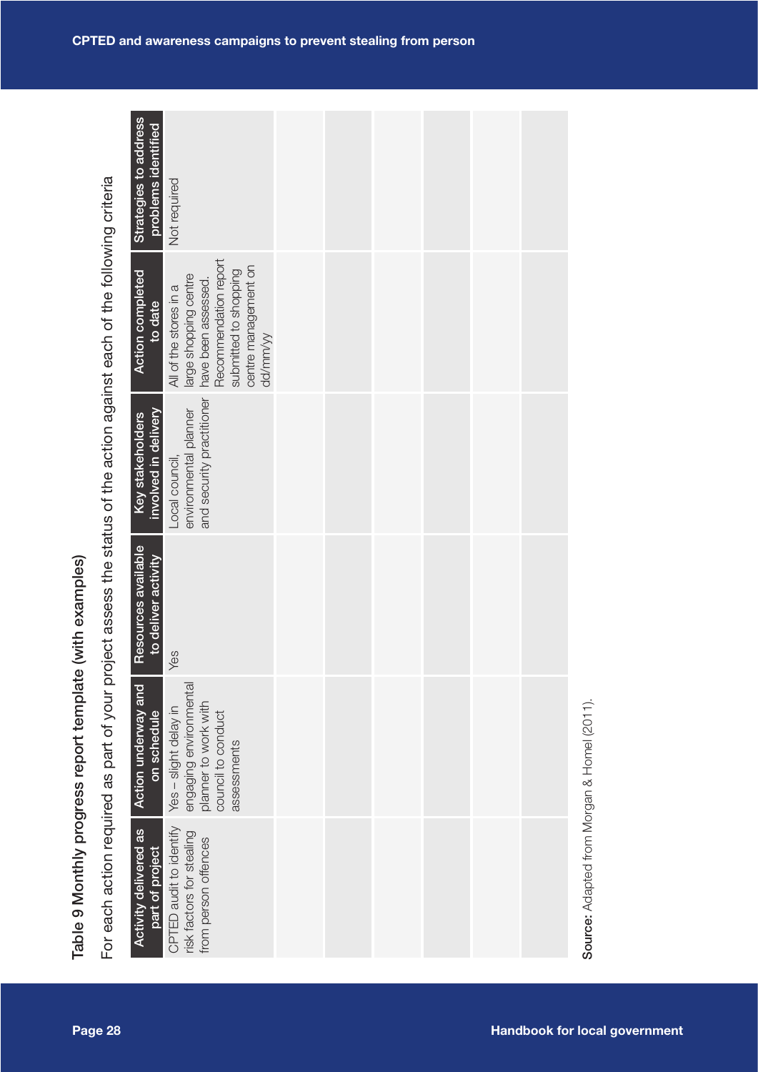Table 9 Monthly progress report template (with examples)

For each action required as part of your project assess the status of the action against each of the following criteria

| Activity delivered as part of project | Action underway and on schedule | Resources available to deliver activity | Key stakeholders involved in delivery | Action completed to date | Strategies to address problems identified |
|---|---|---|---|---|---|
| CPTED audit to identify risk factors for stealing from person offences | Yes – slight delay in engaging environmental planner to work with council to conduct assessments | Yes | Local council, environmental planner and security practitioner | All of the stores in a large shopping centre have been assessed. Recommendation report submitted to shopping centre management on dd/mm/yy | Not required |
| | | | | | |
| | | | | | |
| | | | | | |
| | | | | | |
| | | | | | |
| | | | | | |

**Source:** Adapted from Morgan & Homel (2011).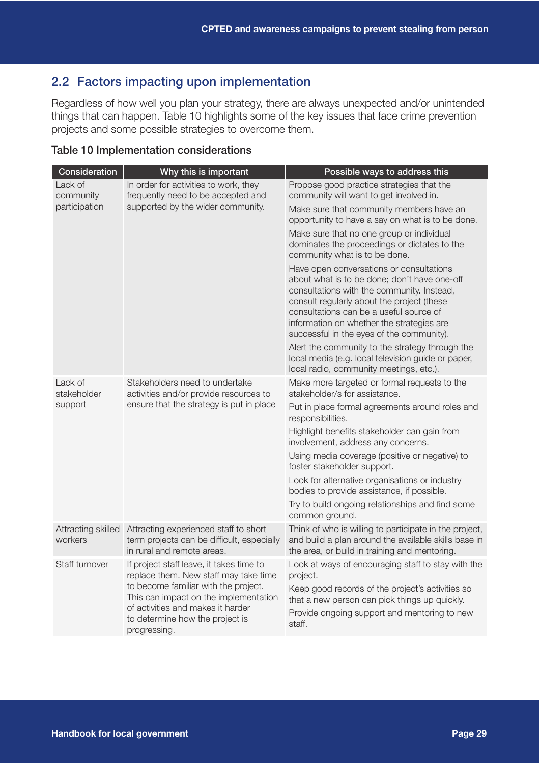## 2.2 Factors impacting upon implementation

Regardless of how well you plan your strategy, there are always unexpected and/or unintended things that can happen. Table 10 highlights some of the key issues that face crime prevention projects and some possible strategies to overcome them.

### Table 10 Implementation considerations

| Consideration | Why this is important | Possible ways to address this |
|---|---|---|
| Lack of community participation | In order for activities to work, they frequently need to be accepted and supported by the wider community. | Propose good practice strategies that the community will want to get involved in.<br>Make sure that community members have an opportunity to have a say on what is to be done.<br>Make sure that no one group or individual dominates the proceedings or dictates to the community what is to be done.<br>Have open conversations or consultations about what is to be done; don't have one-off consultations with the community. Instead, consult regularly about the project (these consultations can be a useful source of information on whether the strategies are successful in the eyes of the community).<br>Alert the community to the strategy through the local media (e.g. local television guide or paper, local radio, community meetings, etc.). |
| Lack of stakeholder support | Stakeholders need to undertake activities and/or provide resources to ensure that the strategy is put in place | Make more targeted or formal requests to the stakeholder/s for assistance.<br>Put in place formal agreements around roles and responsibilities.<br>Highlight benefits stakeholder can gain from involvement, address any concerns.<br>Using media coverage (positive or negative) to foster stakeholder support.<br>Look for alternative organisations or industry bodies to provide assistance, if possible.<br>Try to build ongoing relationships and find some common ground. |
| Attracting skilled workers | Attracting experienced staff to short term projects can be difficult, especially in rural and remote areas. | Think of who is willing to participate in the project, and build a plan around the available skills base in the area, or build in training and mentoring. |
| Staff turnover | If project staff leave, it takes time to replace them. New staff may take time to become familiar with the project. This can impact on the implementation of activities and makes it harder to determine how the project is progressing. | Look at ways of encouraging staff to stay with the project.<br>Keep good records of the project's activities so that a new person can pick things up quickly.<br>Provide ongoing support and mentoring to new staff. |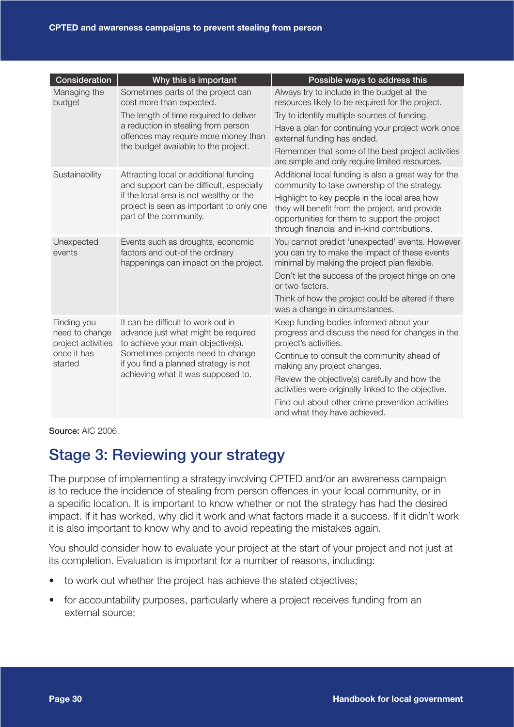| Consideration | Why this is important | Possible ways to address this |
|---|---|---|
| Managing the budget | Sometimes parts of the project can cost more than expected. The length of time required to deliver a reduction in stealing from person offences may require more money than the budget available to the project. | Always try to include in the budget all the resources likely to be required for the project. Try to identify multiple sources of funding. Have a plan for continuing your project work once external funding has ended. Remember that some of the best project activities are simple and only require limited resources. |
| Sustainability | Attracting local or additional funding and support can be difficult, especially if the local area is not wealthy or the project is seen as important to only one part of the community. | Additional local funding is also a great way for the community to take ownership of the strategy. Highlight to key people in the local area how they will benefit from the project, and provide opportunities for them to support the project through financial and in-kind contributions. |
| Unexpected events | Events such as droughts, economic factors and out-of the ordinary happenings can impact on the project. | You cannot predict 'unexpected' events. However you can try to make the impact of these events minimal by making the project plan flexible. Don't let the success of the project hinge on one or two factors. Think of how the project could be altered if there was a change in circumstances. |
| Finding you need to change project activities once it has started | It can be difficult to work out in advance just what might be required to achieve your main objective(s). Sometimes projects need to change if you find a planned strategy is not achieving what it was supposed to. | Keep funding bodies informed about your progress and discuss the need for changes in the project's activities. Continue to consult the community ahead of making any project changes. Review the objective(s) carefully and how the activities were originally linked to the objective. Find out about other crime prevention activities and what they have achieved. |

**Source:** AIC 2006.

## Stage 3: Reviewing your strategy

The purpose of implementing a strategy involving CPTED and/or an awareness campaign is to reduce the incidence of stealing from person offences in your local community, or in a specific location. It is important to know whether or not the strategy has had the desired impact. If it has worked, why did it work and what factors made it a success. If it didn't work it is also important to know why and to avoid repeating the mistakes again.

You should consider how to evaluate your project at the start of your project and not just at its completion. Evaluation is important for a number of reasons, including:

- to work out whether the project has achieve the stated objectives;
- for accountability purposes, particularly where a project receives funding from an external source;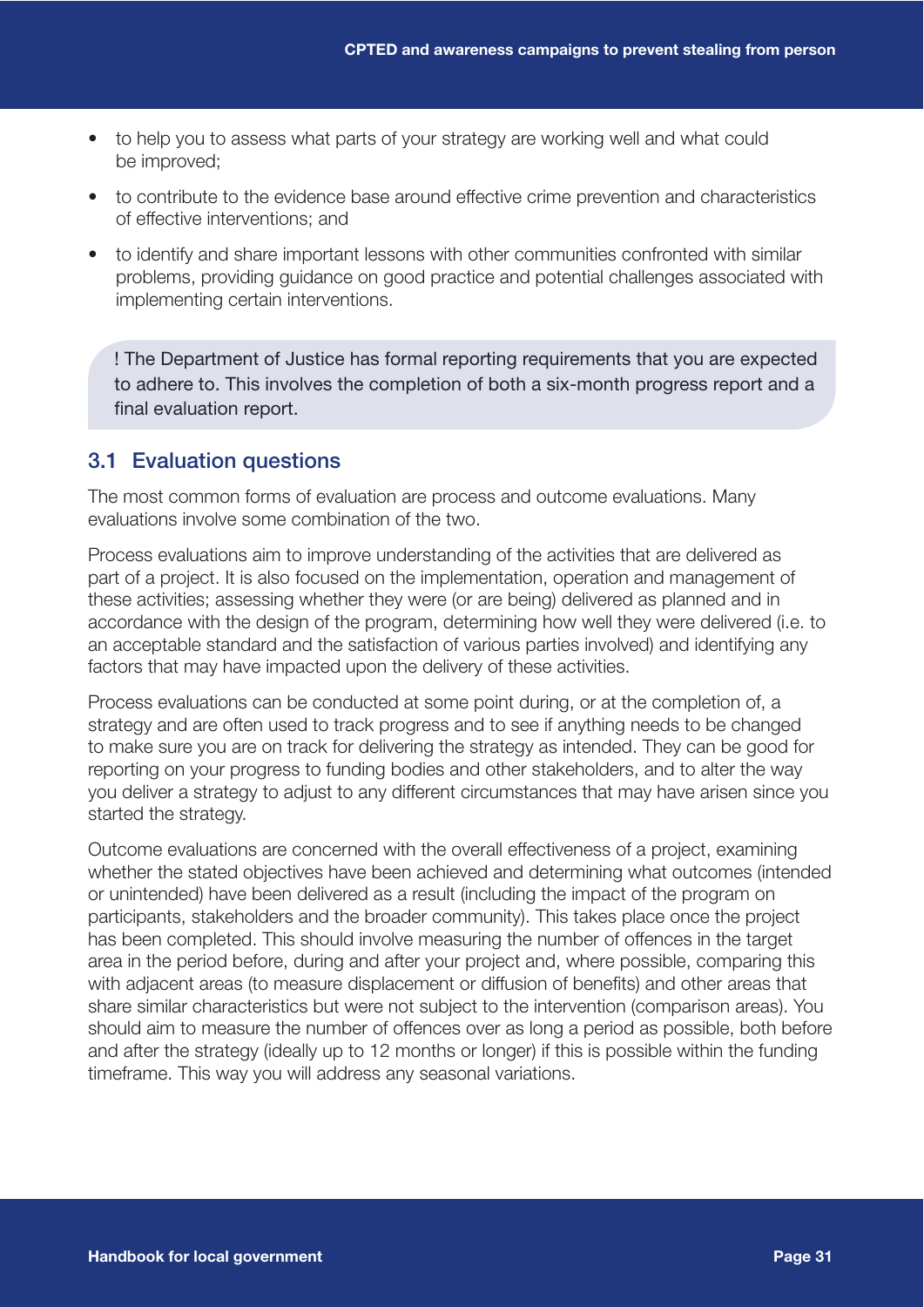- to help you to assess what parts of your strategy are working well and what could be improved;
- to contribute to the evidence base around effective crime prevention and characteristics of effective interventions; and
- to identify and share important lessons with other communities confronted with similar problems, providing guidance on good practice and potential challenges associated with implementing certain interventions.

> ! The Department of Justice has formal reporting requirements that you are expected to adhere to. This involves the completion of both a six-month progress report and a final evaluation report.

## 3.1 Evaluation questions

The most common forms of evaluation are process and outcome evaluations. Many evaluations involve some combination of the two.

Process evaluations aim to improve understanding of the activities that are delivered as part of a project. It is also focused on the implementation, operation and management of these activities; assessing whether they were (or are being) delivered as planned and in accordance with the design of the program, determining how well they were delivered (i.e. to an acceptable standard and the satisfaction of various parties involved) and identifying any factors that may have impacted upon the delivery of these activities.

Process evaluations can be conducted at some point during, or at the completion of, a strategy and are often used to track progress and to see if anything needs to be changed to make sure you are on track for delivering the strategy as intended. They can be good for reporting on your progress to funding bodies and other stakeholders, and to alter the way you deliver a strategy to adjust to any different circumstances that may have arisen since you started the strategy.

Outcome evaluations are concerned with the overall effectiveness of a project, examining whether the stated objectives have been achieved and determining what outcomes (intended or unintended) have been delivered as a result (including the impact of the program on participants, stakeholders and the broader community). This takes place once the project has been completed. This should involve measuring the number of offences in the target area in the period before, during and after your project and, where possible, comparing this with adjacent areas (to measure displacement or diffusion of benefits) and other areas that share similar characteristics but were not subject to the intervention (comparison areas). You should aim to measure the number of offences over as long a period as possible, both before and after the strategy (ideally up to 12 months or longer) if this is possible within the funding timeframe. This way you will address any seasonal variations.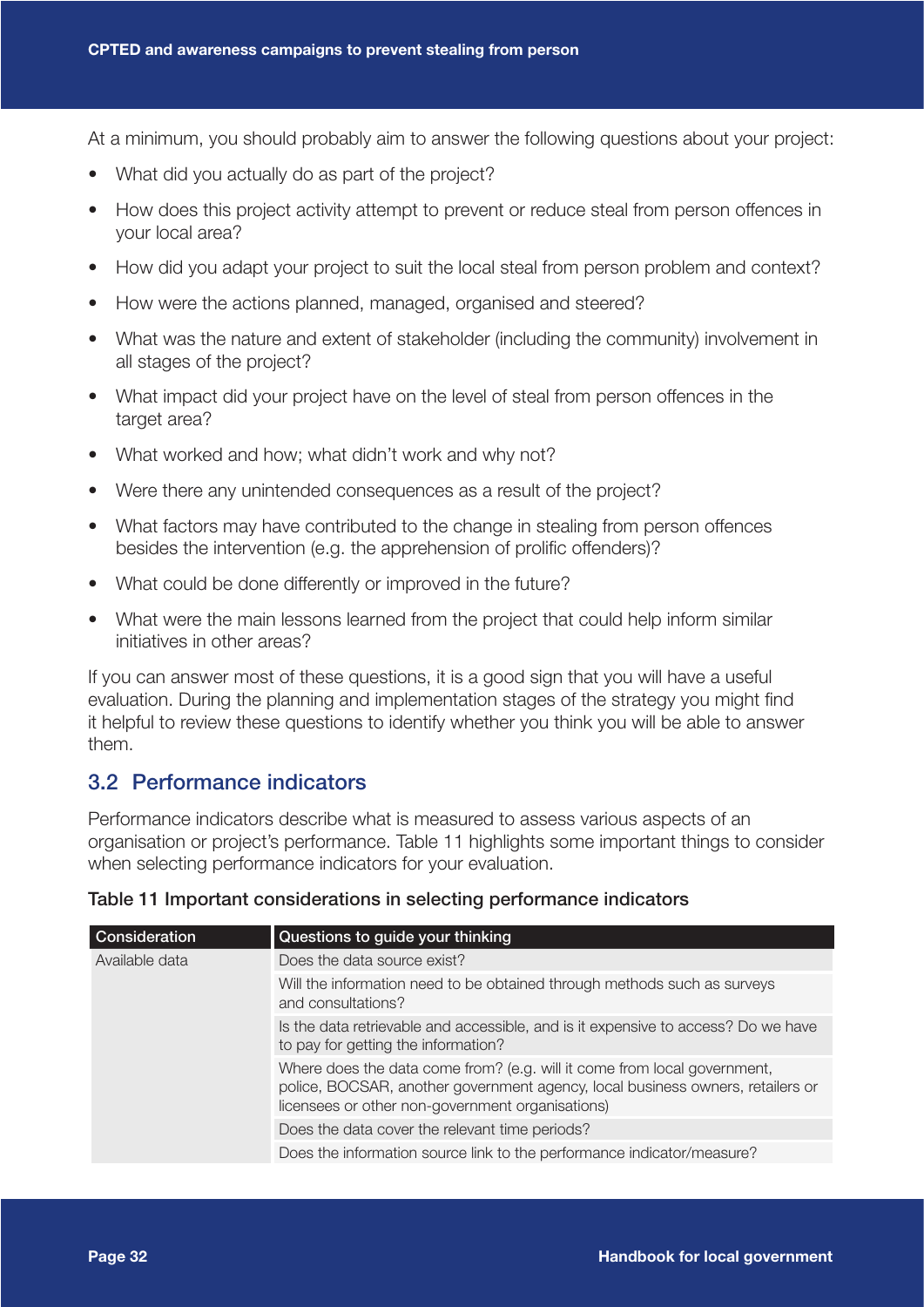At a minimum, you should probably aim to answer the following questions about your project:

- What did you actually do as part of the project?
- How does this project activity attempt to prevent or reduce steal from person offences in your local area?
- How did you adapt your project to suit the local steal from person problem and context?
- How were the actions planned, managed, organised and steered?
- What was the nature and extent of stakeholder (including the community) involvement in all stages of the project?
- What impact did your project have on the level of steal from person offences in the target area?
- What worked and how; what didn't work and why not?
- Were there any unintended consequences as a result of the project?
- What factors may have contributed to the change in stealing from person offences besides the intervention (e.g. the apprehension of prolific offenders)?
- What could be done differently or improved in the future?
- What were the main lessons learned from the project that could help inform similar initiatives in other areas?

If you can answer most of these questions, it is a good sign that you will have a useful evaluation. During the planning and implementation stages of the strategy you might find it helpful to review these questions to identify whether you think you will be able to answer them.

## 3.2 Performance indicators

Performance indicators describe what is measured to assess various aspects of an organisation or project's performance. Table 11 highlights some important things to consider when selecting performance indicators for your evaluation.

**Table 11 Important considerations in selecting performance indicators**

| Consideration | Questions to guide your thinking |
|---|---|
| Available data | Does the data source exist? |
| | Will the information need to be obtained through methods such as surveys and consultations? |
| | Is the data retrievable and accessible, and is it expensive to access? Do we have to pay for getting the information? |
| | Where does the data come from? (e.g. will it come from local government, police, BOCSAR, another government agency, local business owners, retailers or licensees or other non-government organisations) |
| | Does the data cover the relevant time periods? |
| | Does the information source link to the performance indicator/measure? |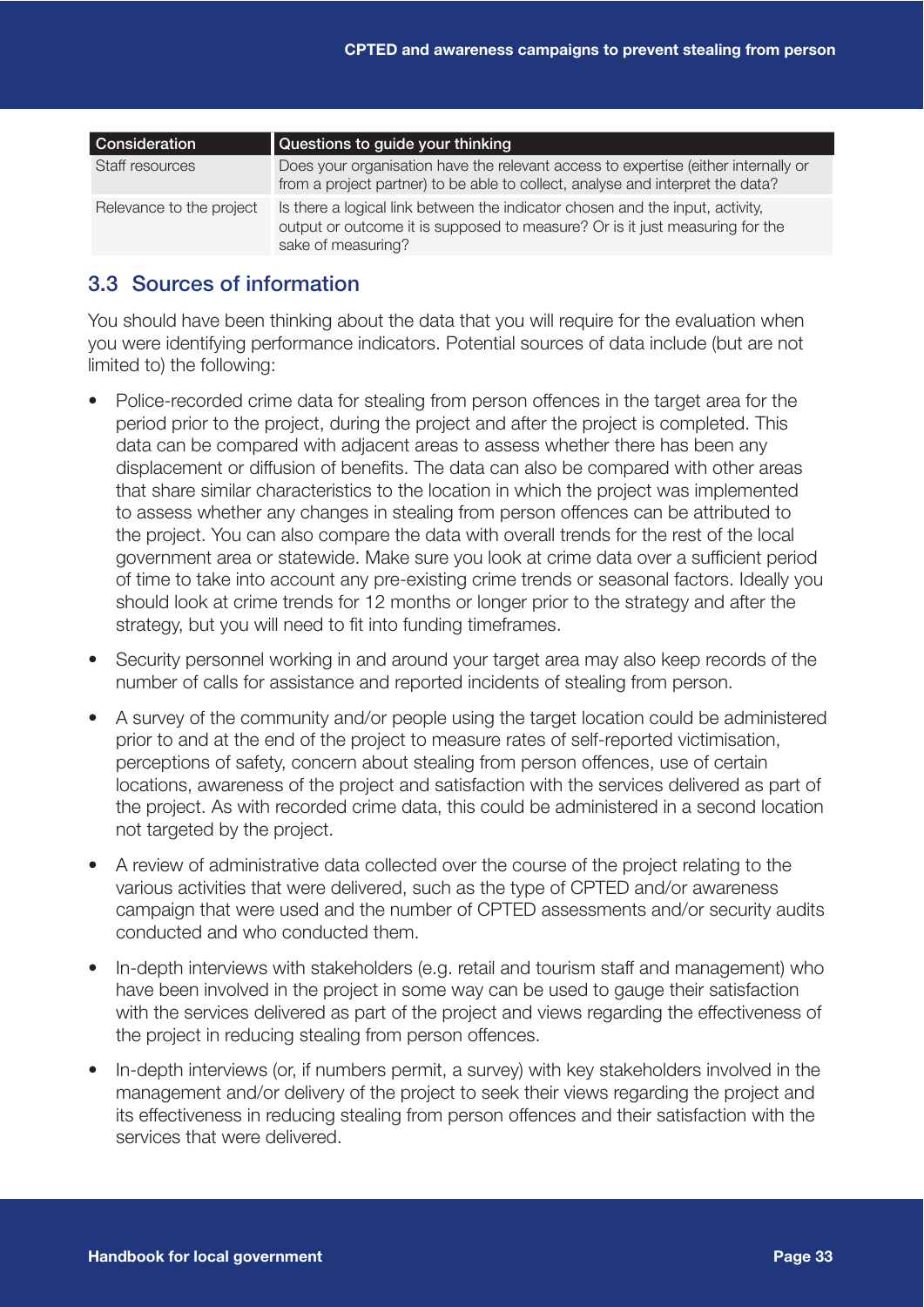| Consideration | Questions to guide your thinking |
| --- | --- |
| Staff resources | Does your organisation have the relevant access to expertise (either internally or from a project partner) to be able to collect, analyse and interpret the data? |
| Relevance to the project | Is there a logical link between the indicator chosen and the input, activity, output or outcome it is supposed to measure? Or is it just measuring for the sake of measuring? |

## 3.3 Sources of information

You should have been thinking about the data that you will require for the evaluation when you were identifying performance indicators. Potential sources of data include (but are not limited to) the following:

- Police-recorded crime data for stealing from person offences in the target area for the period prior to the project, during the project and after the project is completed. This data can be compared with adjacent areas to assess whether there has been any displacement or diffusion of benefits. The data can also be compared with other areas that share similar characteristics to the location in which the project was implemented to assess whether any changes in stealing from person offences can be attributed to the project. You can also compare the data with overall trends for the rest of the local government area or statewide. Make sure you look at crime data over a sufficient period of time to take into account any pre-existing crime trends or seasonal factors. Ideally you should look at crime trends for 12 months or longer prior to the strategy and after the strategy, but you will need to fit into funding timeframes.
- Security personnel working in and around your target area may also keep records of the number of calls for assistance and reported incidents of stealing from person.
- A survey of the community and/or people using the target location could be administered prior to and at the end of the project to measure rates of self-reported victimisation, perceptions of safety, concern about stealing from person offences, use of certain locations, awareness of the project and satisfaction with the services delivered as part of the project. As with recorded crime data, this could be administered in a second location not targeted by the project.
- A review of administrative data collected over the course of the project relating to the various activities that were delivered, such as the type of CPTED and/or awareness campaign that were used and the number of CPTED assessments and/or security audits conducted and who conducted them.
- In-depth interviews with stakeholders (e.g. retail and tourism staff and management) who have been involved in the project in some way can be used to gauge their satisfaction with the services delivered as part of the project and views regarding the effectiveness of the project in reducing stealing from person offences.
- In-depth interviews (or, if numbers permit, a survey) with key stakeholders involved in the management and/or delivery of the project to seek their views regarding the project and its effectiveness in reducing stealing from person offences and their satisfaction with the services that were delivered.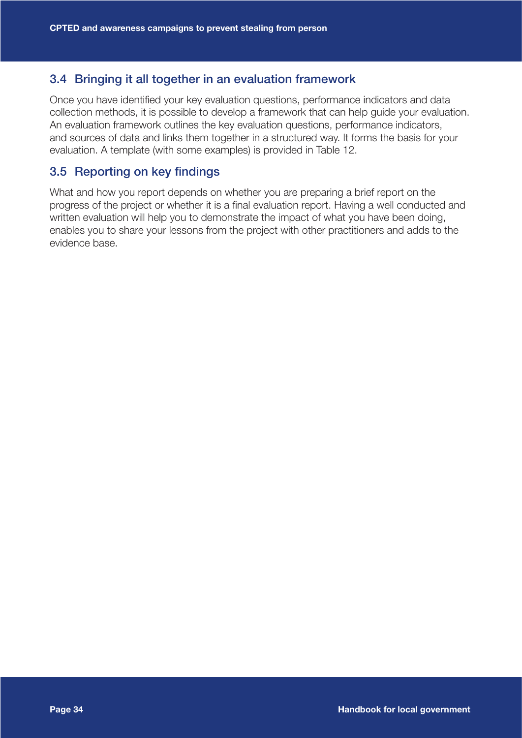## 3.4 Bringing it all together in an evaluation framework

Once you have identified your key evaluation questions, performance indicators and data collection methods, it is possible to develop a framework that can help guide your evaluation. An evaluation framework outlines the key evaluation questions, performance indicators, and sources of data and links them together in a structured way. It forms the basis for your evaluation. A template (with some examples) is provided in Table 12.

## 3.5 Reporting on key findings

What and how you report depends on whether you are preparing a brief report on the progress of the project or whether it is a final evaluation report. Having a well conducted and written evaluation will help you to demonstrate the impact of what you have been doing, enables you to share your lessons from the project with other practitioners and adds to the evidence base.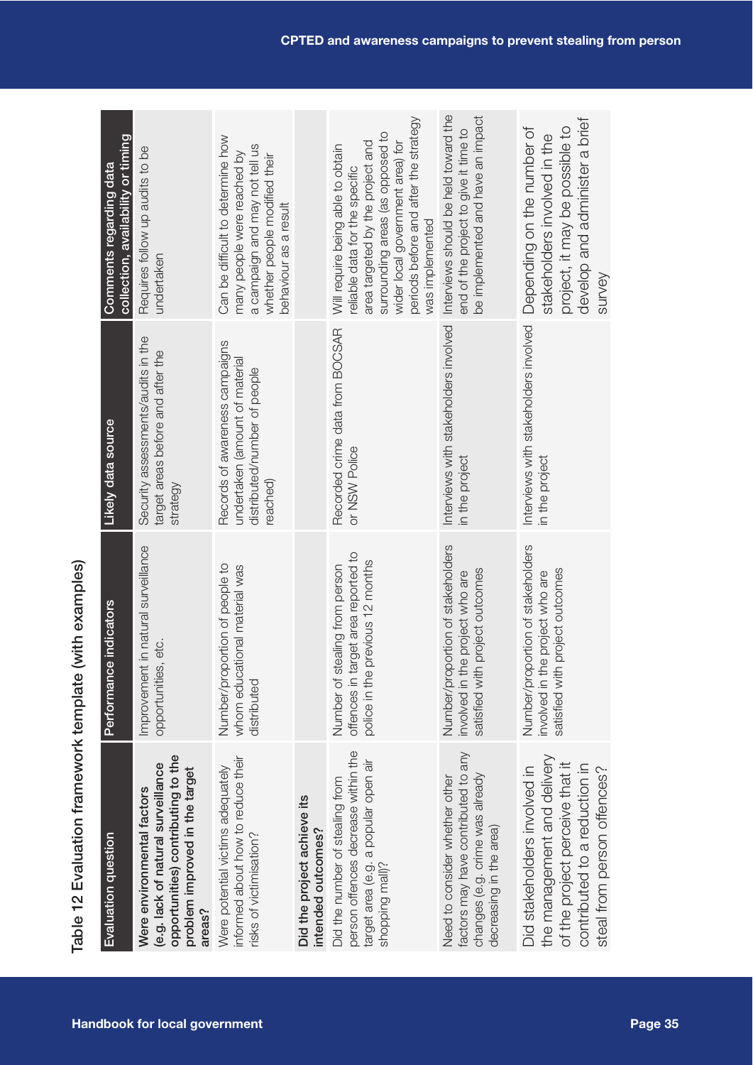Table 12 Evaluation framework template (with examples)

| Evaluation question | Performance indicators | Likely data source | Comments regarding data collection, availability or timing |
|---|---|---|---|
| **Were environmental factors (e.g. lack of natural surveillance opportunities) contributing to the problem improved in the target areas?** | Improvement in natural surveillance opportunities, etc. | Security assessments/audits in the target areas before and after the strategy | Requires follow up audits to be undertaken |
| Were potential victims adequately informed about how to reduce their risks of victimisation? | Number/proportion of people to whom educational material was distributed | Records of awareness campaigns undertaken (amount of material distributed/number of people reached) | Can be difficult to determine how many people were reached by a campaign and may not tell us whether people modified their behaviour as a result |
| **Did the project achieve its intended outcomes?** | | | |
| Did the number of stealing from person offences decrease within the target area (e.g. a popular open air shopping mall)? | Number of stealing from person offences in target area reported to police in the previous 12 months | Recorded crime data from BOCSAR or NSW Police | Will require being able to obtain reliable data for the specific area targeted by the project and surrounding areas (as opposed to wider local government area) for periods before and after the strategy was implemented |
| Need to consider whether other factors may have contributed to any changes (e.g. crime was already decreasing in the area) | Number/proportion of stakeholders involved in the project who are satisfied with project outcomes | Interviews with stakeholders involved in the project | Interviews should be held toward the end of the project to give it time to be implemented and have an impact |
| Did stakeholders involved in the management and delivery of the project perceive that it contributed to a reduction in steal from person offences? | Number/proportion of stakeholders involved in the project who are satisfied with project outcomes | Interviews with stakeholders involved in the project | Depending on the number of stakeholders involved in the project, it may be possible to develop and administer a brief survey |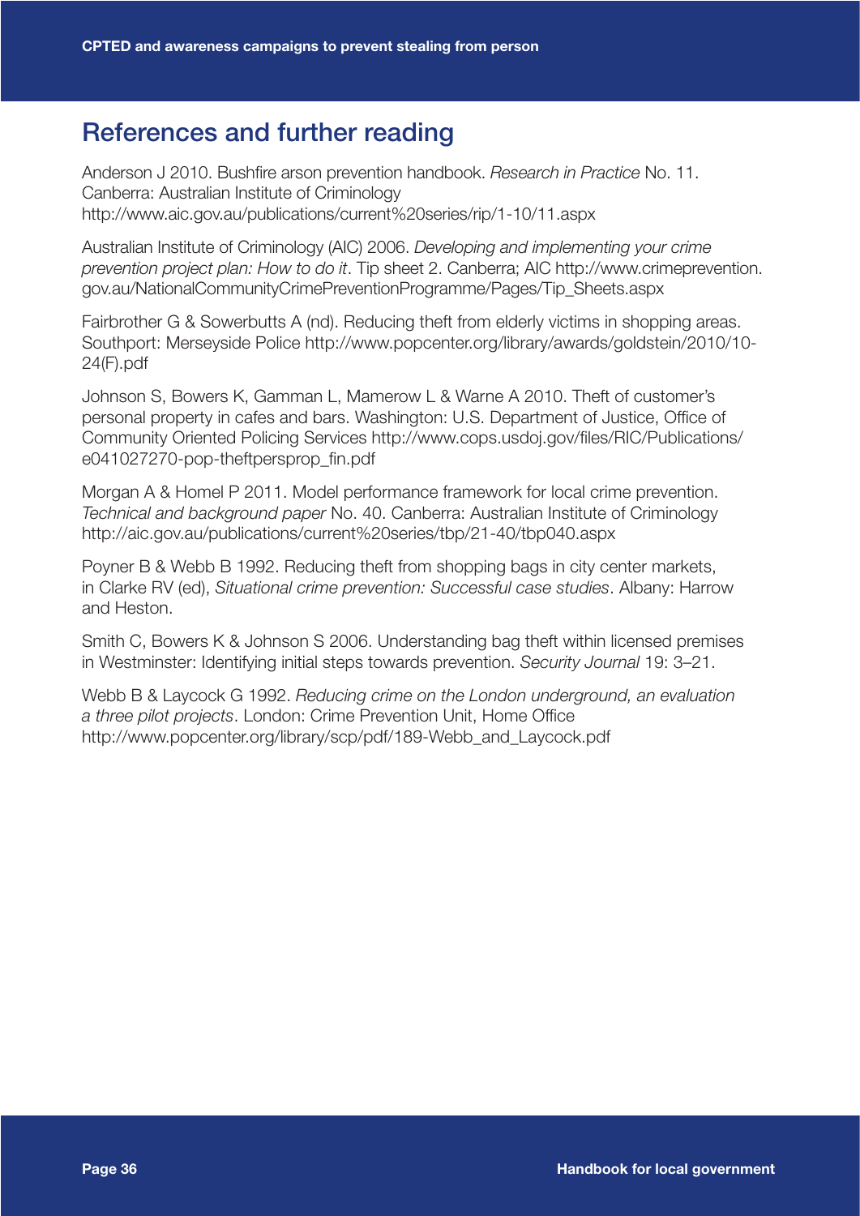## References and further reading

Anderson J 2010. Bushfire arson prevention handbook. *Research in Practice* No. 11. Canberra: Australian Institute of Criminology http://www.aic.gov.au/publications/current%20series/rip/1-10/11.aspx

Australian Institute of Criminology (AIC) 2006. *Developing and implementing your crime prevention project plan: How to do it*. Tip sheet 2. Canberra; AIC http://www.crimeprevention.gov.au/NationalCommunityCrimePreventionProgramme/Pages/Tip_Sheets.aspx

Fairbrother G & Sowerbutts A (nd). Reducing theft from elderly victims in shopping areas. Southport: Merseyside Police http://www.popcenter.org/library/awards/goldstein/2010/10-24(F).pdf

Johnson S, Bowers K, Gamman L, Mamerow L & Warne A 2010. Theft of customer's personal property in cafes and bars. Washington: U.S. Department of Justice, Office of Community Oriented Policing Services http://www.cops.usdoj.gov/files/RIC/Publications/e041027270-pop-theftpersprop_fin.pdf

Morgan A & Homel P 2011. Model performance framework for local crime prevention. *Technical and background paper* No. 40. Canberra: Australian Institute of Criminology http://aic.gov.au/publications/current%20series/tbp/21-40/tbp040.aspx

Poyner B & Webb B 1992. Reducing theft from shopping bags in city center markets, in Clarke RV (ed), *Situational crime prevention: Successful case studies*. Albany: Harrow and Heston.

Smith C, Bowers K & Johnson S 2006. Understanding bag theft within licensed premises in Westminster: Identifying initial steps towards prevention. *Security Journal* 19: 3–21.

Webb B & Laycock G 1992. *Reducing crime on the London underground, an evaluation a three pilot projects*. London: Crime Prevention Unit, Home Office http://www.popcenter.org/library/scp/pdf/189-Webb_and_Laycock.pdf